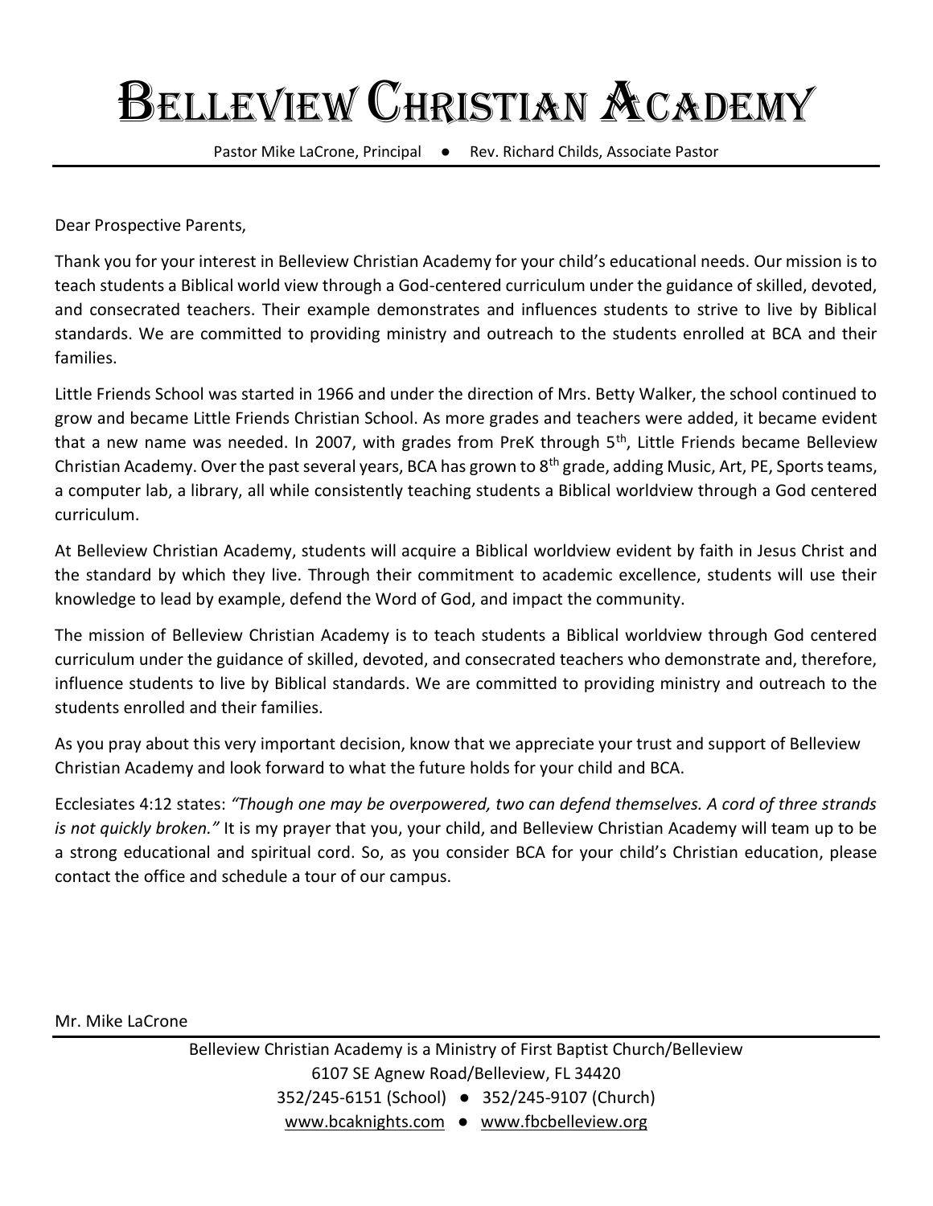# Belleview Christian Academy

Pastor Mike LaCrone, Principal ● Rev. Richard Childs, Associate Pastor

---

Dear Prospective Parents,

Thank you for your interest in Belleview Christian Academy for your child's educational needs. Our mission is to teach students a Biblical world view through a God-centered curriculum under the guidance of skilled, devoted, and consecrated teachers. Their example demonstrates and influences students to strive to live by Biblical standards. We are committed to providing ministry and outreach to the students enrolled at BCA and their families.

Little Friends School was started in 1966 and under the direction of Mrs. Betty Walker, the school continued to grow and became Little Friends Christian School. As more grades and teachers were added, it became evident that a new name was needed. In 2007, with grades from PreK through 5th, Little Friends became Belleview Christian Academy. Over the past several years, BCA has grown to 8th grade, adding Music, Art, PE, Sports teams, a computer lab, a library, all while consistently teaching students a Biblical worldview through a God centered curriculum.

At Belleview Christian Academy, students will acquire a Biblical worldview evident by faith in Jesus Christ and the standard by which they live. Through their commitment to academic excellence, students will use their knowledge to lead by example, defend the Word of God, and impact the community.

The mission of Belleview Christian Academy is to teach students a Biblical worldview through God centered curriculum under the guidance of skilled, devoted, and consecrated teachers who demonstrate and, therefore, influence students to live by Biblical standards. We are committed to providing ministry and outreach to the students enrolled and their families.

As you pray about this very important decision, know that we appreciate your trust and support of Belleview Christian Academy and look forward to what the future holds for your child and BCA.

Ecclesiates 4:12 states: *"Though one may be overpowered, two can defend themselves. A cord of three strands is not quickly broken."* It is my prayer that you, your child, and Belleview Christian Academy will team up to be a strong educational and spiritual cord. So, as you consider BCA for your child's Christian education, please contact the office and schedule a tour of our campus.

Mr. Mike LaCrone

---

Belleview Christian Academy is a Ministry of First Baptist Church/Belleview
6107 SE Agnew Road/Belleview, FL 34420
352/245-6151 (School) ● 352/245-9107 (Church)
www.bcaknights.com ● www.fbcbelleview.org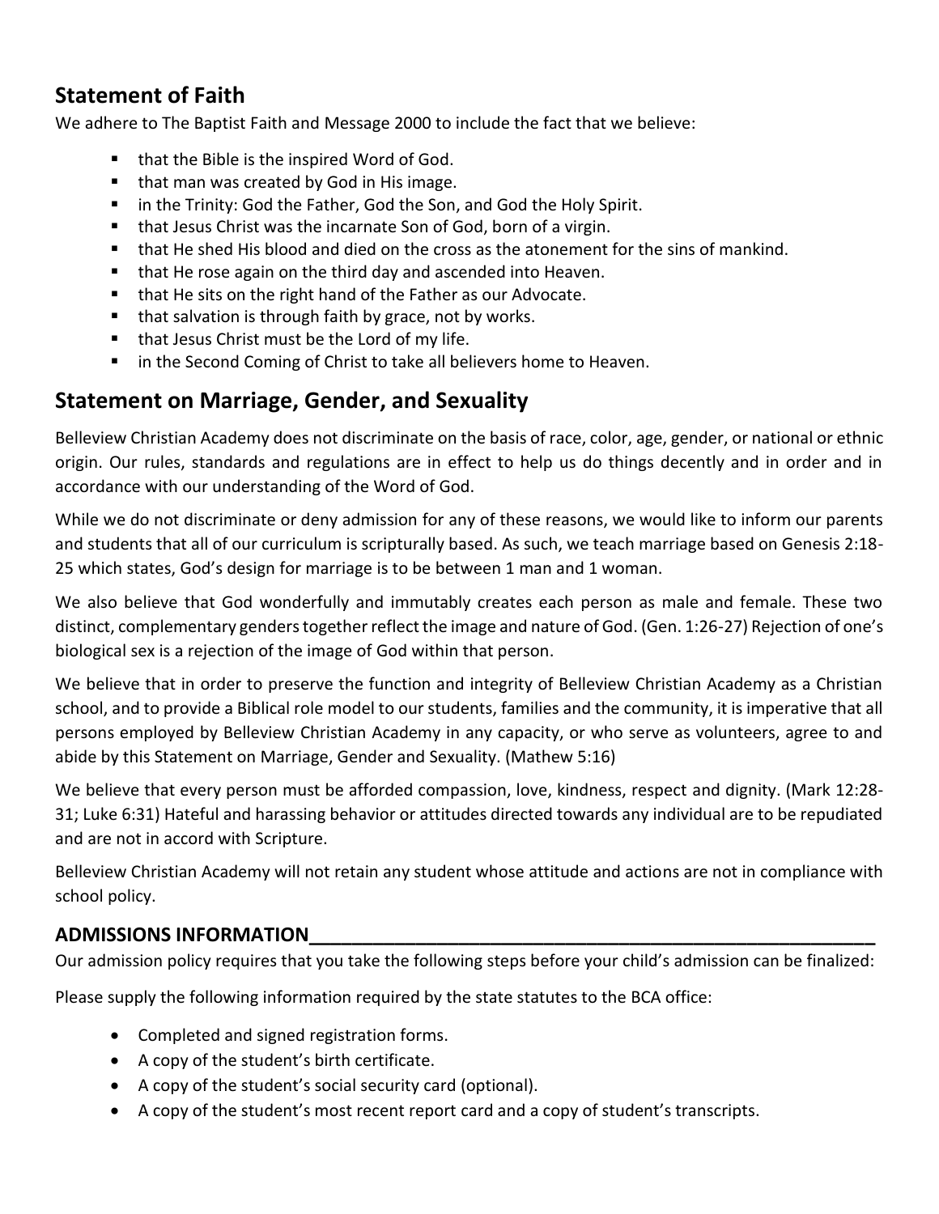## Statement of Faith

We adhere to The Baptist Faith and Message 2000 to include the fact that we believe:

- that the Bible is the inspired Word of God.
- that man was created by God in His image.
- in the Trinity: God the Father, God the Son, and God the Holy Spirit.
- that Jesus Christ was the incarnate Son of God, born of a virgin.
- that He shed His blood and died on the cross as the atonement for the sins of mankind.
- that He rose again on the third day and ascended into Heaven.
- that He sits on the right hand of the Father as our Advocate.
- that salvation is through faith by grace, not by works.
- that Jesus Christ must be the Lord of my life.
- in the Second Coming of Christ to take all believers home to Heaven.

## Statement on Marriage, Gender, and Sexuality

Belleview Christian Academy does not discriminate on the basis of race, color, age, gender, or national or ethnic origin. Our rules, standards and regulations are in effect to help us do things decently and in order and in accordance with our understanding of the Word of God.

While we do not discriminate or deny admission for any of these reasons, we would like to inform our parents and students that all of our curriculum is scripturally based. As such, we teach marriage based on Genesis 2:18-25 which states, God's design for marriage is to be between 1 man and 1 woman.

We also believe that God wonderfully and immutably creates each person as male and female. These two distinct, complementary genders together reflect the image and nature of God. (Gen. 1:26-27) Rejection of one's biological sex is a rejection of the image of God within that person.

We believe that in order to preserve the function and integrity of Belleview Christian Academy as a Christian school, and to provide a Biblical role model to our students, families and the community, it is imperative that all persons employed by Belleview Christian Academy in any capacity, or who serve as volunteers, agree to and abide by this Statement on Marriage, Gender and Sexuality. (Mathew 5:16)

We believe that every person must be afforded compassion, love, kindness, respect and dignity. (Mark 12:28-31; Luke 6:31) Hateful and harassing behavior or attitudes directed towards any individual are to be repudiated and are not in accord with Scripture.

Belleview Christian Academy will not retain any student whose attitude and actions are not in compliance with school policy.

## ADMISSIONS INFORMATION

Our admission policy requires that you take the following steps before your child's admission can be finalized:

Please supply the following information required by the state statutes to the BCA office:

- Completed and signed registration forms.
- A copy of the student's birth certificate.
- A copy of the student's social security card (optional).
- A copy of the student's most recent report card and a copy of student's transcripts.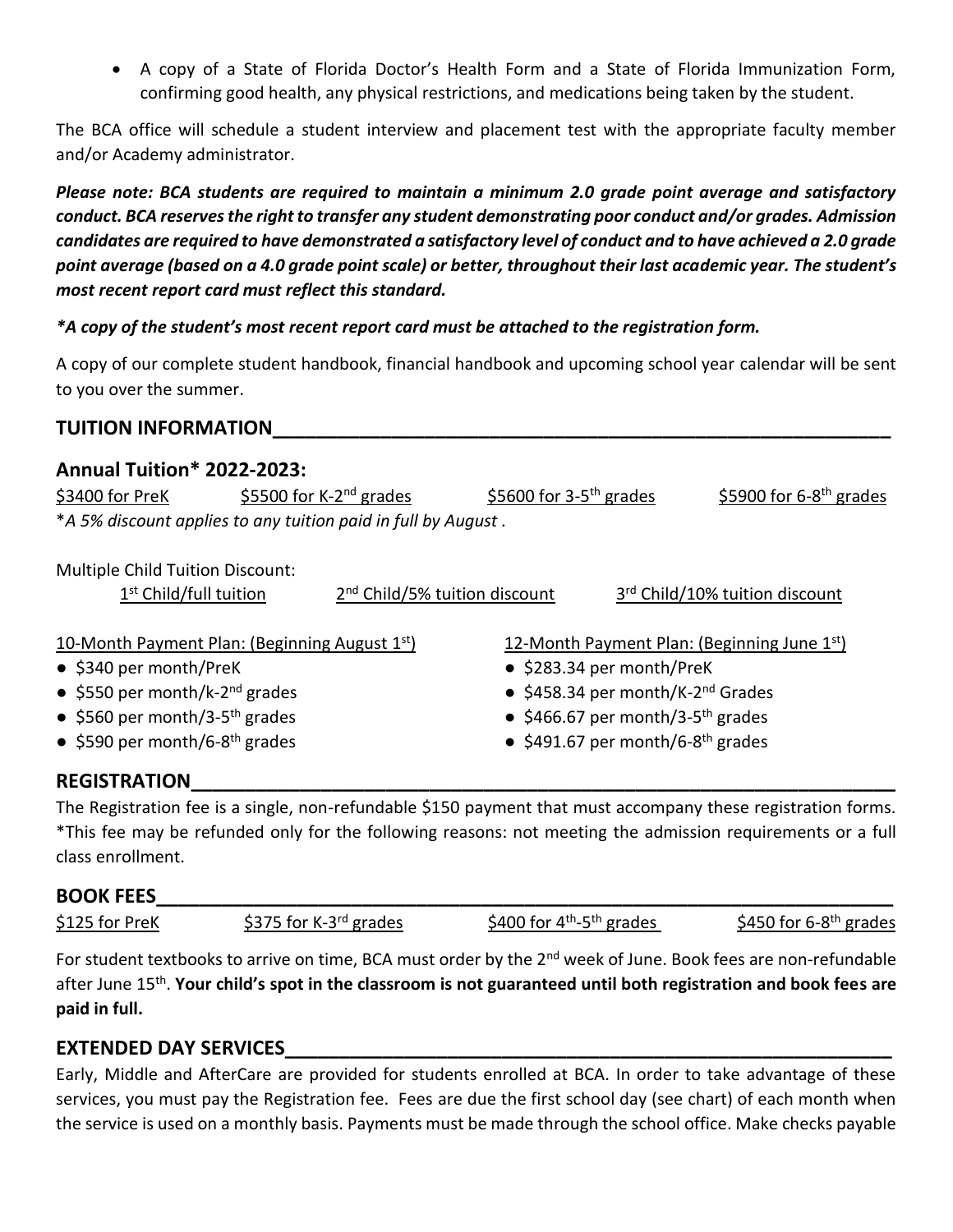- A copy of a State of Florida Doctor's Health Form and a State of Florida Immunization Form, confirming good health, any physical restrictions, and medications being taken by the student.

The BCA office will schedule a student interview and placement test with the appropriate faculty member and/or Academy administrator.

***Please note: BCA students are required to maintain a minimum 2.0 grade point average and satisfactory conduct. BCA reserves the right to transfer any student demonstrating poor conduct and/or grades. Admission candidates are required to have demonstrated a satisfactory level of conduct and to have achieved a 2.0 grade point average (based on a 4.0 grade point scale) or better, throughout their last academic year. The student's most recent report card must reflect this standard.***

***\*A copy of the student's most recent report card must be attached to the registration form.***

A copy of our complete student handbook, financial handbook and upcoming school year calendar will be sent to you over the summer.

## TUITION INFORMATION

### Annual Tuition* 2022-2023:

$3400 for PreK    $5500 for K-2nd grades    $5600 for 3-5th grades    $5900 for 6-8th grades

**A 5% discount applies to any tuition paid in full by August .*

Multiple Child Tuition Discount:

1st Child/full tuition    2nd Child/5% tuition discount    3rd Child/10% tuition discount

10-Month Payment Plan: (Beginning August 1st)

- $340 per month/PreK
- $550 per month/k-2nd grades
- $560 per month/3-5th grades
- $590 per month/6-8th grades

12-Month Payment Plan: (Beginning June 1st)

- $283.34 per month/PreK
- $458.34 per month/K-2nd Grades
- $466.67 per month/3-5th grades
- $491.67 per month/6-8th grades

## REGISTRATION

The Registration fee is a single, non-refundable $150 payment that must accompany these registration forms. *This fee may be refunded only for the following reasons: not meeting the admission requirements or a full class enrollment.

## BOOK FEES

$125 for PreK    $375 for K-3rd grades    $400 for 4th-5th grades    $450 for 6-8th grades

For student textbooks to arrive on time, BCA must order by the 2nd week of June. Book fees are non-refundable after June 15th. **Your child's spot in the classroom is not guaranteed until both registration and book fees are paid in full.**

## EXTENDED DAY SERVICES

Early, Middle and AfterCare are provided for students enrolled at BCA. In order to take advantage of these services, you must pay the Registration fee. Fees are due the first school day (see chart) of each month when the service is used on a monthly basis. Payments must be made through the school office. Make checks payable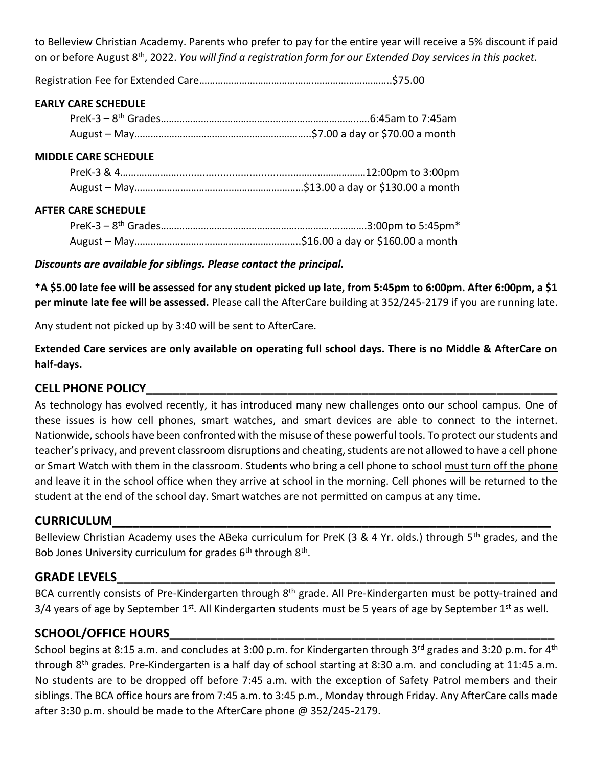to Belleview Christian Academy. Parents who prefer to pay for the entire year will receive a 5% discount if paid on or before August 8th, 2022. *You will find a registration form for our Extended Day services in this packet.*

Registration Fee for Extended Care…………………………………………………………….$75.00

**EARLY CARE SCHEDULE**

PreK-3 – 8th Grades…………………………………………………………………….6:45am to 7:45am
August – May………………………………………………………..$7.00 a day or $70.00 a month

**MIDDLE CARE SCHEDULE**

PreK-3 & 4…………………………………………………………………12:00pm to 3:00pm
August – May……………………………………………………$13.00 a day or $130.00 a month

**AFTER CARE SCHEDULE**

PreK-3 – 8th Grades………………………………………………………………….3:00pm to 5:45pm*
August – May…………………………………………………..$16.00 a day or $160.00 a month

***Discounts are available for siblings. Please contact the principal.***

**\*A $5.00 late fee will be assessed for any student picked up late, from 5:45pm to 6:00pm. After 6:00pm, a $1 per minute late fee will be assessed.** Please call the AfterCare building at 352/245-2179 if you are running late.

Any student not picked up by 3:40 will be sent to AfterCare.

**Extended Care services are only available on operating full school days. There is no Middle & AfterCare on half-days.**

## CELL PHONE POLICY

As technology has evolved recently, it has introduced many new challenges onto our school campus. One of these issues is how cell phones, smart watches, and smart devices are able to connect to the internet. Nationwide, schools have been confronted with the misuse of these powerful tools. To protect our students and teacher's privacy, and prevent classroom disruptions and cheating, students are not allowed to have a cell phone or Smart Watch with them in the classroom. Students who bring a cell phone to school <u>must turn off the phone</u> and leave it in the school office when they arrive at school in the morning. Cell phones will be returned to the student at the end of the school day. Smart watches are not permitted on campus at any time.

## CURRICULUM

Belleview Christian Academy uses the ABeka curriculum for PreK (3 & 4 Yr. olds.) through 5th grades, and the Bob Jones University curriculum for grades 6th through 8th.

## GRADE LEVELS

BCA currently consists of Pre-Kindergarten through 8th grade. All Pre-Kindergarten must be potty-trained and 3/4 years of age by September 1st. All Kindergarten students must be 5 years of age by September 1st as well.

## SCHOOL/OFFICE HOURS

School begins at 8:15 a.m. and concludes at 3:00 p.m. for Kindergarten through 3rd grades and 3:20 p.m. for 4th through 8th grades. Pre-Kindergarten is a half day of school starting at 8:30 a.m. and concluding at 11:45 a.m. No students are to be dropped off before 7:45 a.m. with the exception of Safety Patrol members and their siblings. The BCA office hours are from 7:45 a.m. to 3:45 p.m., Monday through Friday. Any AfterCare calls made after 3:30 p.m. should be made to the AfterCare phone @ 352/245-2179.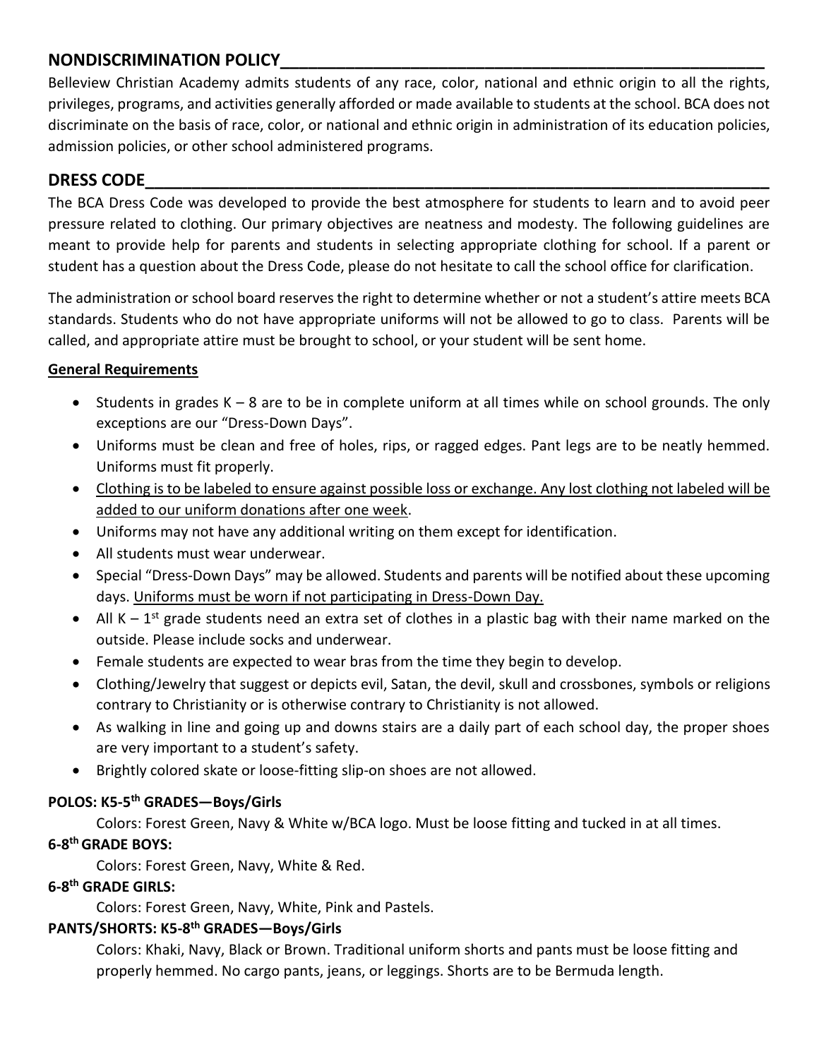## NONDISCRIMINATION POLICY

Belleview Christian Academy admits students of any race, color, national and ethnic origin to all the rights, privileges, programs, and activities generally afforded or made available to students at the school. BCA does not discriminate on the basis of race, color, or national and ethnic origin in administration of its education policies, admission policies, or other school administered programs.

## DRESS CODE

The BCA Dress Code was developed to provide the best atmosphere for students to learn and to avoid peer pressure related to clothing. Our primary objectives are neatness and modesty. The following guidelines are meant to provide help for parents and students in selecting appropriate clothing for school. If a parent or student has a question about the Dress Code, please do not hesitate to call the school office for clarification.

The administration or school board reserves the right to determine whether or not a student's attire meets BCA standards. Students who do not have appropriate uniforms will not be allowed to go to class. Parents will be called, and appropriate attire must be brought to school, or your student will be sent home.

**General Requirements**

- Students in grades K – 8 are to be in complete uniform at all times while on school grounds. The only exceptions are our "Dress-Down Days".
- Uniforms must be clean and free of holes, rips, or ragged edges. Pant legs are to be neatly hemmed. Uniforms must fit properly.
- Clothing is to be labeled to ensure against possible loss or exchange. Any lost clothing not labeled will be added to our uniform donations after one week.
- Uniforms may not have any additional writing on them except for identification.
- All students must wear underwear.
- Special "Dress-Down Days" may be allowed. Students and parents will be notified about these upcoming days. Uniforms must be worn if not participating in Dress-Down Day.
- All K – 1st grade students need an extra set of clothes in a plastic bag with their name marked on the outside. Please include socks and underwear.
- Female students are expected to wear bras from the time they begin to develop.
- Clothing/Jewelry that suggest or depicts evil, Satan, the devil, skull and crossbones, symbols or religions contrary to Christianity or is otherwise contrary to Christianity is not allowed.
- As walking in line and going up and downs stairs are a daily part of each school day, the proper shoes are very important to a student's safety.
- Brightly colored skate or loose-fitting slip-on shoes are not allowed.

**POLOS: K5-5th GRADES—Boys/Girls**

Colors: Forest Green, Navy & White w/BCA logo. Must be loose fitting and tucked in at all times.

**6-8th GRADE BOYS:**

Colors: Forest Green, Navy, White & Red.

**6-8th GRADE GIRLS:**

Colors: Forest Green, Navy, White, Pink and Pastels.

**PANTS/SHORTS: K5-8th GRADES—Boys/Girls**

Colors: Khaki, Navy, Black or Brown. Traditional uniform shorts and pants must be loose fitting and properly hemmed. No cargo pants, jeans, or leggings. Shorts are to be Bermuda length.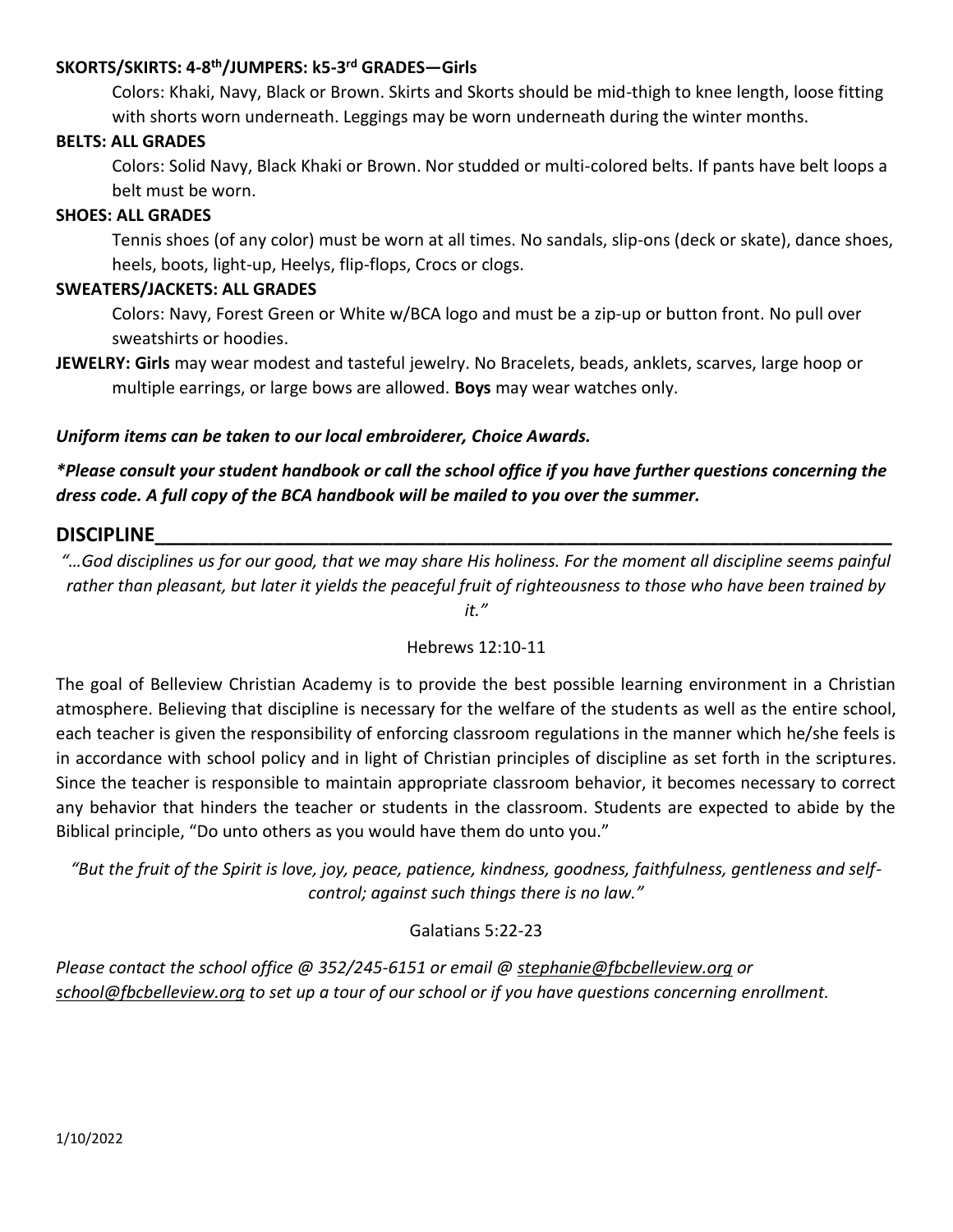**SKORTS/SKIRTS: 4-8th/JUMPERS: k5-3rd GRADES—Girls**

Colors: Khaki, Navy, Black or Brown. Skirts and Skorts should be mid-thigh to knee length, loose fitting with shorts worn underneath. Leggings may be worn underneath during the winter months.

**BELTS: ALL GRADES**

Colors: Solid Navy, Black Khaki or Brown. Nor studded or multi-colored belts. If pants have belt loops a belt must be worn.

**SHOES: ALL GRADES**

Tennis shoes (of any color) must be worn at all times. No sandals, slip-ons (deck or skate), dance shoes, heels, boots, light-up, Heelys, flip-flops, Crocs or clogs.

**SWEATERS/JACKETS: ALL GRADES**

Colors: Navy, Forest Green or White w/BCA logo and must be a zip-up or button front. No pull over sweatshirts or hoodies.

**JEWELRY: Girls** may wear modest and tasteful jewelry. No Bracelets, beads, anklets, scarves, large hoop or multiple earrings, or large bows are allowed. **Boys** may wear watches only.

***Uniform items can be taken to our local embroiderer, Choice Awards.***

***\*Please consult your student handbook or call the school office if you have further questions concerning the dress code. A full copy of the BCA handbook will be mailed to you over the summer.***

## DISCIPLINE

*"…God disciplines us for our good, that we may share His holiness. For the moment all discipline seems painful rather than pleasant, but later it yields the peaceful fruit of righteousness to those who have been trained by it."*

Hebrews 12:10-11

The goal of Belleview Christian Academy is to provide the best possible learning environment in a Christian atmosphere. Believing that discipline is necessary for the welfare of the students as well as the entire school, each teacher is given the responsibility of enforcing classroom regulations in the manner which he/she feels is in accordance with school policy and in light of Christian principles of discipline as set forth in the scriptures. Since the teacher is responsible to maintain appropriate classroom behavior, it becomes necessary to correct any behavior that hinders the teacher or students in the classroom. Students are expected to abide by the Biblical principle, "Do unto others as you would have them do unto you."

*"But the fruit of the Spirit is love, joy, peace, patience, kindness, goodness, faithfulness, gentleness and self-control; against such things there is no law."*

Galatians 5:22-23

*Please contact the school office @ 352/245-6151 or email @ stephanie@fbcbelleview.org or school@fbcbelleview.org to set up a tour of our school or if you have questions concerning enrollment.*

1/10/2022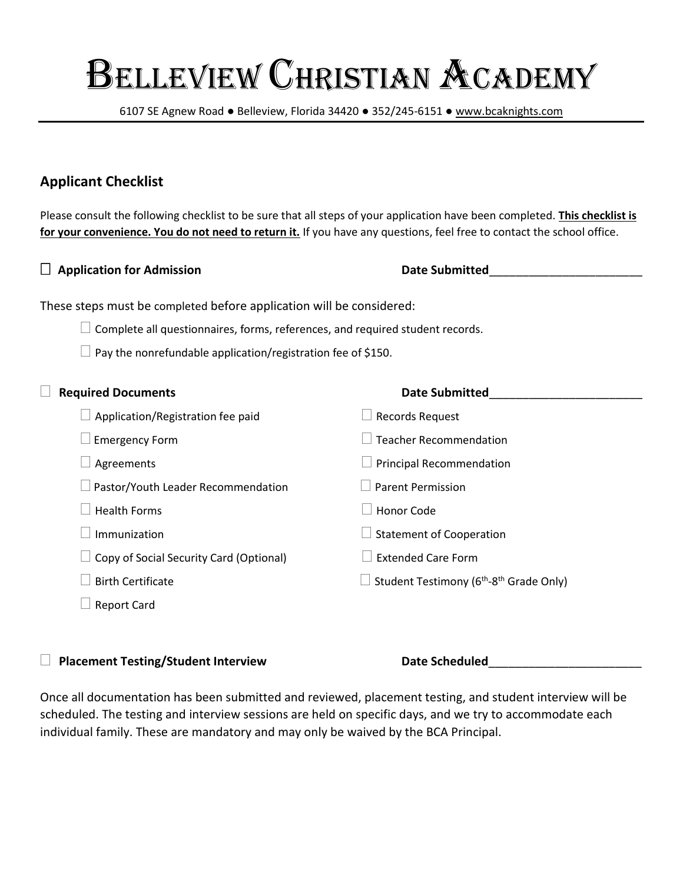# Belleview Christian Academy

6107 SE Agnew Road ● Belleview, Florida 34420 ● 352/245-6151 ● www.bcaknights.com

## Applicant Checklist

Please consult the following checklist to be sure that all steps of your application have been completed. **This checklist is for your convenience. You do not need to return it.** If you have any questions, feel free to contact the school office.

☐ **Application for Admission** **Date Submitted**________________________

These steps must be completed before application will be considered:

- ☐ Complete all questionnaires, forms, references, and required student records.
- ☐ Pay the nonrefundable application/registration fee of $150.

☐ **Required Documents** **Date Submitted**________________________

- ☐ Application/Registration fee paid
- ☐ Emergency Form
- ☐ Agreements
- ☐ Pastor/Youth Leader Recommendation
- ☐ Health Forms
- ☐ Immunization
- ☐ Copy of Social Security Card (Optional)
- ☐ Birth Certificate
- ☐ Report Card
- ☐ Records Request
- ☐ Teacher Recommendation
- ☐ Principal Recommendation
- ☐ Parent Permission
- ☐ Honor Code
- ☐ Statement of Cooperation
- ☐ Extended Care Form
- ☐ Student Testimony (6th-8th Grade Only)

☐ **Placement Testing/Student Interview** **Date Scheduled**________________________

Once all documentation has been submitted and reviewed, placement testing, and student interview will be scheduled. The testing and interview sessions are held on specific days, and we try to accommodate each individual family. These are mandatory and may only be waived by the BCA Principal.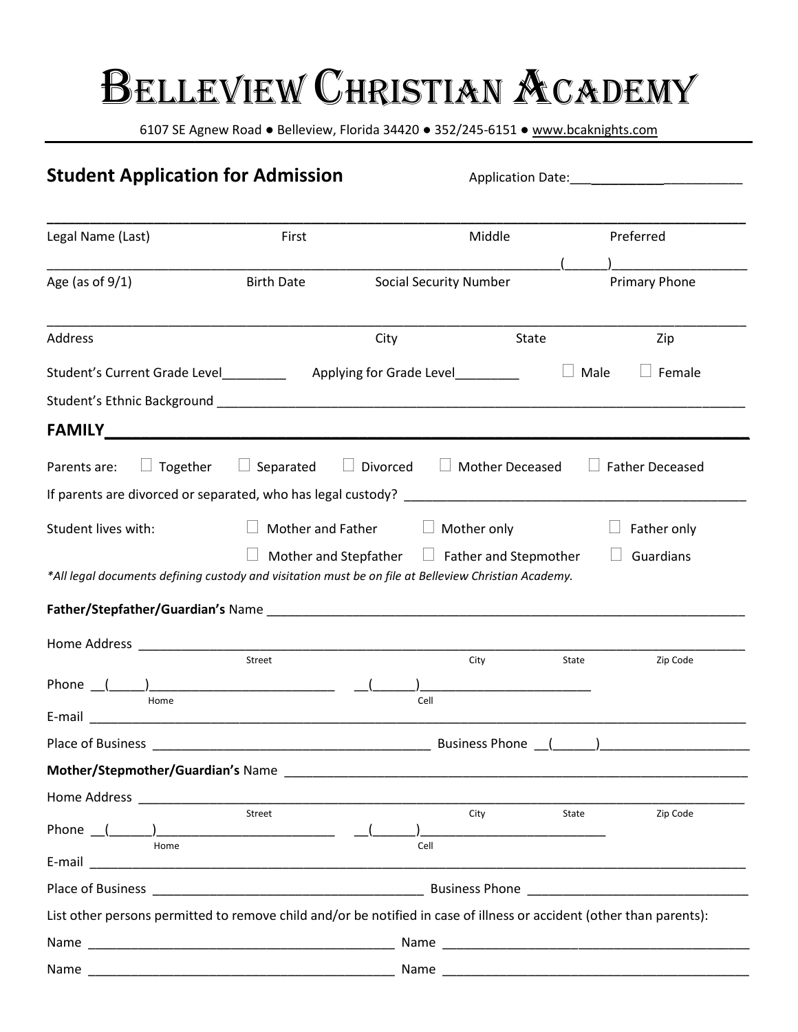# Belleview Christian Academy

6107 SE Agnew Road ● Belleview, Florida 34420 ● 352/245-6151 ● www.bcaknights.com

## Student Application for Admission

Application Date:_______________________

_______________________________________________________________________________

Legal Name (Last) First Middle Preferred

_______________________________________________________________(_____)__________________

Age (as of 9/1) Birth Date Social Security Number Primary Phone

_______________________________________________________________________________

Address City State Zip

Student's Current Grade Level_________ Applying for Grade Level_________ ☐ Male ☐ Female

Student's Ethnic Background ______________________________________________________________

## FAMILY

Parents are: ☐ Together ☐ Separated ☐ Divorced ☐ Mother Deceased ☐ Father Deceased

If parents are divorced or separated, who has legal custody? _____________________________________

Student lives with: ☐ Mother and Father ☐ Mother only ☐ Father only

☐ Mother and Stepfather ☐ Father and Stepmother ☐ Guardians

*All legal documents defining custody and visitation must be on file at Belleview Christian Academy.*

**Father/Stepfather/Guardian's** Name __________________________________________________________

Home Address ______________________________________________________________________________
Street City State Zip Code

Phone __(_____)__________________________ __(______)________________________
Home Cell

E-mail ___________________________________________________________________________________

Place of Business _______________________________________ Business Phone __(______)____________________

**Mother/Stepmother/Guardian's** Name _________________________________________________________

Home Address ______________________________________________________________________________
Street City State Zip Code

Phone __(______)_________________________ __(______)__________________________
Home Cell

E-mail ___________________________________________________________________________________

Place of Business _______________________________________ Business Phone ______________________________

List other persons permitted to remove child and/or be notified in case of illness or accident (other than parents):

Name ___________________________________________ Name ___________________________________________

Name ___________________________________________ Name ___________________________________________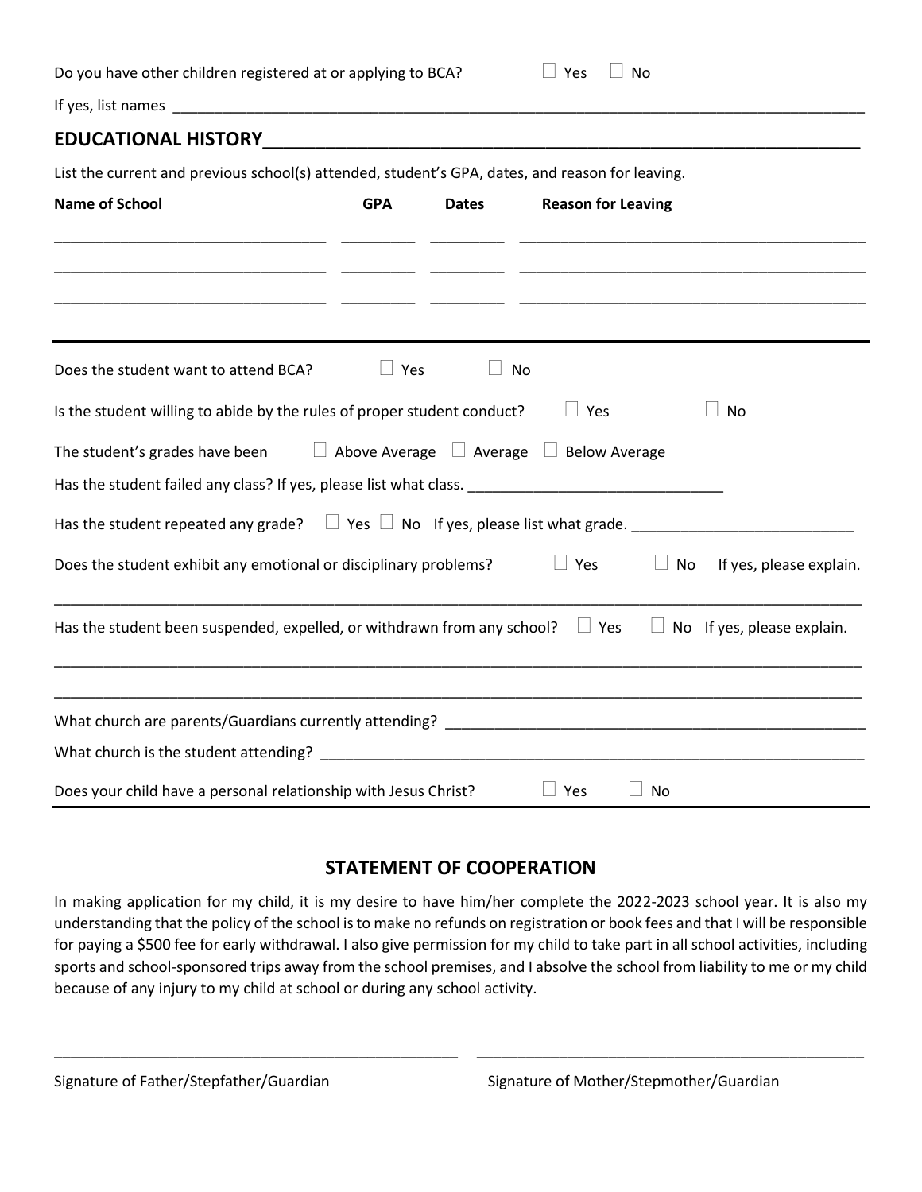Do you have other children registered at or applying to BCA? ☐ Yes ☐ No

If yes, list names ______________________________________________________________________________

## EDUCATIONAL HISTORY

List the current and previous school(s) attended, student's GPA, dates, and reason for leaving.

| Name of School | GPA | Dates | Reason for Leaving |
| --- | --- | --- | --- |
| | | | |
| | | | |
| | | | |

Does the student want to attend BCA? ☐ Yes ☐ No

Is the student willing to abide by the rules of proper student conduct? ☐ Yes ☐ No

The student's grades have been ☐ Above Average ☐ Average ☐ Below Average

Has the student failed any class? If yes, please list what class. ______________________________

Has the student repeated any grade? ☐ Yes ☐ No If yes, please list what grade. __________________________

Does the student exhibit any emotional or disciplinary problems? ☐ Yes ☐ No If yes, please explain.

______________________________________________________________________________

Has the student been suspended, expelled, or withdrawn from any school? ☐ Yes ☐ No If yes, please explain.

______________________________________________________________________________

______________________________________________________________________________

What church are parents/Guardians currently attending? ____________________________________________

What church is the student attending? ____________________________________________________________

Does your child have a personal relationship with Jesus Christ? ☐ Yes ☐ No

## STATEMENT OF COOPERATION

In making application for my child, it is my desire to have him/her complete the 2022-2023 school year. It is also my understanding that the policy of the school is to make no refunds on registration or book fees and that I will be responsible for paying a $500 fee for early withdrawal. I also give permission for my child to take part in all school activities, including sports and school-sponsored trips away from the school premises, and I absolve the school from liability to me or my child because of any injury to my child at school or during any school activity.

_______________________________________________ _______________________________________________

Signature of Father/Stepfather/Guardian Signature of Mother/Stepmother/Guardian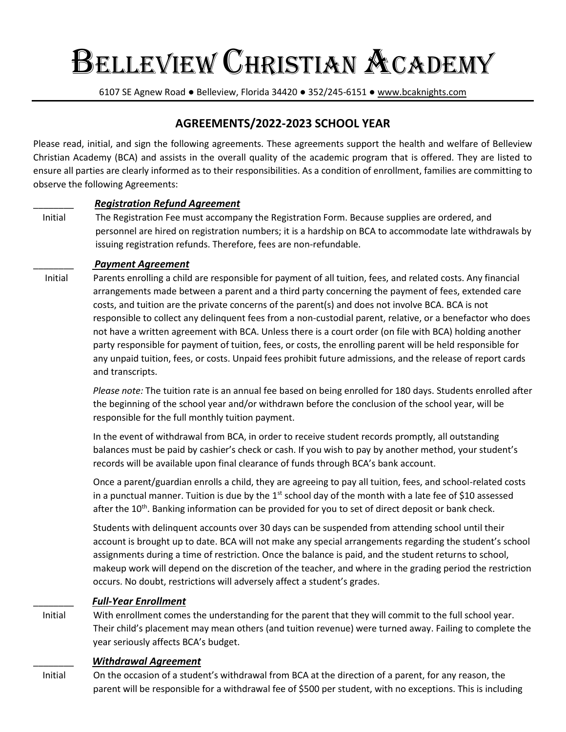# BELLEVIEW CHRISTIAN ACADEMY

6107 SE Agnew Road ● Belleview, Florida 34420 ● 352/245-6151 ● www.bcaknights.com

## AGREEMENTS/2022-2023 SCHOOL YEAR

Please read, initial, and sign the following agreements. These agreements support the health and welfare of Belleview Christian Academy (BCA) and assists in the overall quality of the academic program that is offered. They are listed to ensure all parties are clearly informed as to their responsibilities. As a condition of enrollment, families are committing to observe the following Agreements:

________ ***Registration Refund Agreement***
Initial

The Registration Fee must accompany the Registration Form. Because supplies are ordered, and personnel are hired on registration numbers; it is a hardship on BCA to accommodate late withdrawals by issuing registration refunds. Therefore, fees are non-refundable.

________ ***Payment Agreement***
Initial

Parents enrolling a child are responsible for payment of all tuition, fees, and related costs. Any financial arrangements made between a parent and a third party concerning the payment of fees, extended care costs, and tuition are the private concerns of the parent(s) and does not involve BCA. BCA is not responsible to collect any delinquent fees from a non-custodial parent, relative, or a benefactor who does not have a written agreement with BCA. Unless there is a court order (on file with BCA) holding another party responsible for payment of tuition, fees, or costs, the enrolling parent will be held responsible for any unpaid tuition, fees, or costs. Unpaid fees prohibit future admissions, and the release of report cards and transcripts.

*Please note:* The tuition rate is an annual fee based on being enrolled for 180 days. Students enrolled after the beginning of the school year and/or withdrawn before the conclusion of the school year, will be responsible for the full monthly tuition payment.

In the event of withdrawal from BCA, in order to receive student records promptly, all outstanding balances must be paid by cashier's check or cash. If you wish to pay by another method, your student's records will be available upon final clearance of funds through BCA's bank account.

Once a parent/guardian enrolls a child, they are agreeing to pay all tuition, fees, and school-related costs in a punctual manner. Tuition is due by the 1st school day of the month with a late fee of $10 assessed after the 10th. Banking information can be provided for you to set of direct deposit or bank check.

Students with delinquent accounts over 30 days can be suspended from attending school until their account is brought up to date. BCA will not make any special arrangements regarding the student's school assignments during a time of restriction. Once the balance is paid, and the student returns to school, makeup work will depend on the discretion of the teacher, and where in the grading period the restriction occurs. No doubt, restrictions will adversely affect a student's grades.

________ ***Full-Year Enrollment***
Initial

With enrollment comes the understanding for the parent that they will commit to the full school year. Their child's placement may mean others (and tuition revenue) were turned away. Failing to complete the year seriously affects BCA's budget.

________ ***Withdrawal Agreement***
Initial

On the occasion of a student's withdrawal from BCA at the direction of a parent, for any reason, the parent will be responsible for a withdrawal fee of $500 per student, with no exceptions. This is including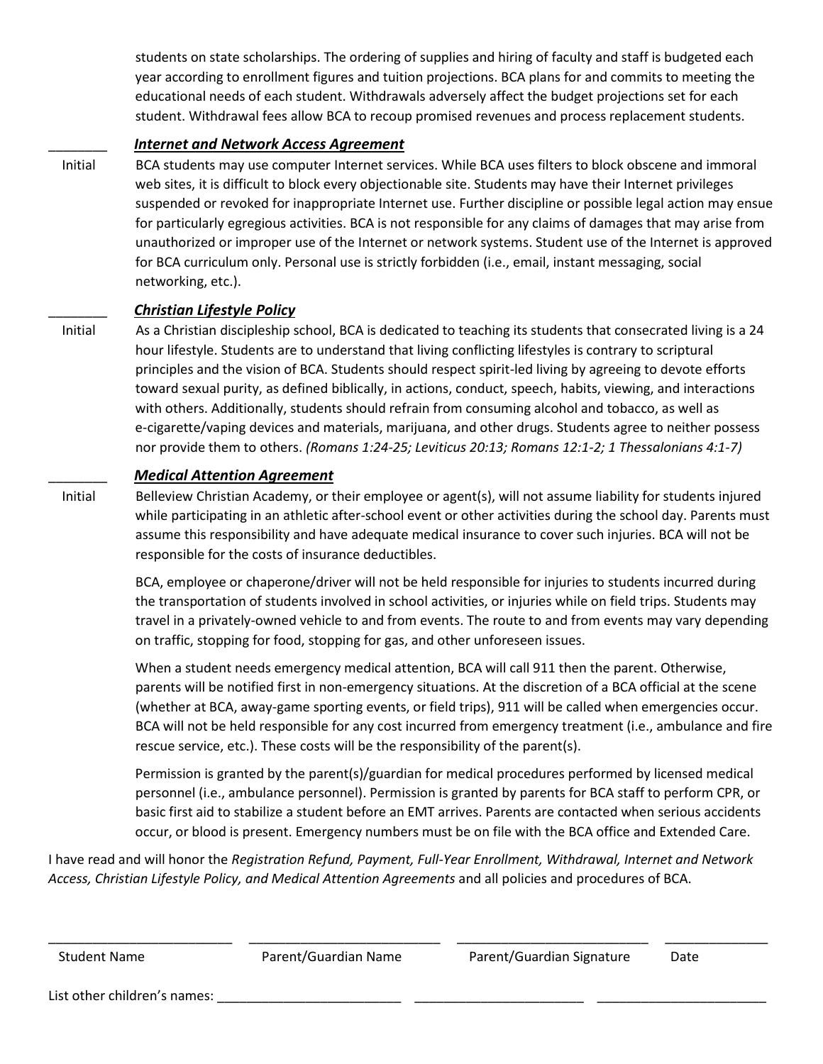students on state scholarships. The ordering of supplies and hiring of faculty and staff is budgeted each year according to enrollment figures and tuition projections. BCA plans for and commits to meeting the educational needs of each student. Withdrawals adversely affect the budget projections set for each student. Withdrawal fees allow BCA to recoup promised revenues and process replacement students.

________ ***Internet and Network Access Agreement***

Initial

BCA students may use computer Internet services. While BCA uses filters to block obscene and immoral web sites, it is difficult to block every objectionable site. Students may have their Internet privileges suspended or revoked for inappropriate Internet use. Further discipline or possible legal action may ensue for particularly egregious activities. BCA is not responsible for any claims of damages that may arise from unauthorized or improper use of the Internet or network systems. Student use of the Internet is approved for BCA curriculum only. Personal use is strictly forbidden (i.e., email, instant messaging, social networking, etc.).

________ ***Christian Lifestyle Policy***

Initial

As a Christian discipleship school, BCA is dedicated to teaching its students that consecrated living is a 24 hour lifestyle. Students are to understand that living conflicting lifestyles is contrary to scriptural principles and the vision of BCA. Students should respect spirit-led living by agreeing to devote efforts toward sexual purity, as defined biblically, in actions, conduct, speech, habits, viewing, and interactions with others. Additionally, students should refrain from consuming alcohol and tobacco, as well as e-cigarette/vaping devices and materials, marijuana, and other drugs. Students agree to neither possess nor provide them to others. *(Romans 1:24-25; Leviticus 20:13; Romans 12:1-2; 1 Thessalonians 4:1-7)*

________ ***Medical Attention Agreement***

Initial

Belleview Christian Academy, or their employee or agent(s), will not assume liability for students injured while participating in an athletic after-school event or other activities during the school day. Parents must assume this responsibility and have adequate medical insurance to cover such injuries. BCA will not be responsible for the costs of insurance deductibles.

BCA, employee or chaperone/driver will not be held responsible for injuries to students incurred during the transportation of students involved in school activities, or injuries while on field trips. Students may travel in a privately-owned vehicle to and from events. The route to and from events may vary depending on traffic, stopping for food, stopping for gas, and other unforeseen issues.

When a student needs emergency medical attention, BCA will call 911 then the parent. Otherwise, parents will be notified first in non-emergency situations. At the discretion of a BCA official at the scene (whether at BCA, away-game sporting events, or field trips), 911 will be called when emergencies occur. BCA will not be held responsible for any cost incurred from emergency treatment (i.e., ambulance and fire rescue service, etc.). These costs will be the responsibility of the parent(s).

Permission is granted by the parent(s)/guardian for medical procedures performed by licensed medical personnel (i.e., ambulance personnel). Permission is granted by parents for BCA staff to perform CPR, or basic first aid to stabilize a student before an EMT arrives. Parents are contacted when serious accidents occur, or blood is present. Emergency numbers must be on file with the BCA office and Extended Care.

I have read and will honor the *Registration Refund, Payment, Full-Year Enrollment, Withdrawal, Internet and Network Access, Christian Lifestyle Policy, and Medical Attention Agreements* and all policies and procedures of BCA.

_________________________ _________________________ _________________________ _____________

Student Name  Parent/Guardian Name  Parent/Guardian Signature  Date

List other children's names: ________________________ ______________________ ______________________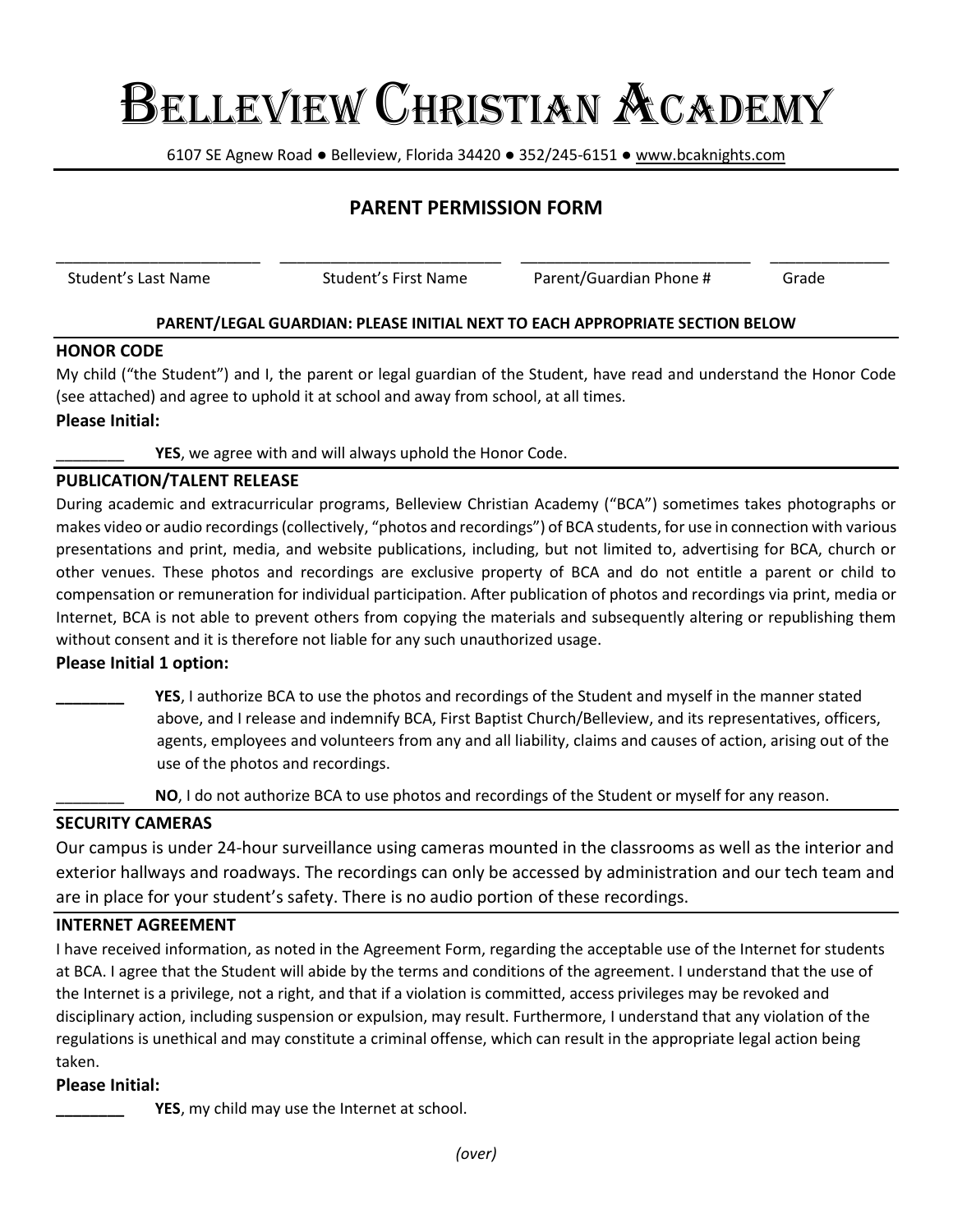# BELLEVIEW CHRISTIAN ACADEMY

6107 SE Agnew Road ● Belleview, Florida 34420 ● 352/245-6151 ● www.bcaknights.com

## PARENT PERMISSION FORM

| ______________________ | ______________________ | ______________________ | ____________ |
|---|---|---|---|
| Student's Last Name | Student's First Name | Parent/Guardian Phone # | Grade |

**PARENT/LEGAL GUARDIAN: PLEASE INITIAL NEXT TO EACH APPROPRIATE SECTION BELOW**

### HONOR CODE

My child ("the Student") and I, the parent or legal guardian of the Student, have read and understand the Honor Code (see attached) and agree to uphold it at school and away from school, at all times.

**Please Initial:**

________ **YES**, we agree with and will always uphold the Honor Code.

### PUBLICATION/TALENT RELEASE

During academic and extracurricular programs, Belleview Christian Academy ("BCA") sometimes takes photographs or makes video or audio recordings (collectively, "photos and recordings") of BCA students, for use in connection with various presentations and print, media, and website publications, including, but not limited to, advertising for BCA, church or other venues. These photos and recordings are exclusive property of BCA and do not entitle a parent or child to compensation or remuneration for individual participation. After publication of photos and recordings via print, media or Internet, BCA is not able to prevent others from copying the materials and subsequently altering or republishing them without consent and it is therefore not liable for any such unauthorized usage.

**Please Initial 1 option:**

________ **YES**, I authorize BCA to use the photos and recordings of the Student and myself in the manner stated above, and I release and indemnify BCA, First Baptist Church/Belleview, and its representatives, officers, agents, employees and volunteers from any and all liability, claims and causes of action, arising out of the use of the photos and recordings.

________ **NO**, I do not authorize BCA to use photos and recordings of the Student or myself for any reason.

### SECURITY CAMERAS

Our campus is under 24-hour surveillance using cameras mounted in the classrooms as well as the interior and exterior hallways and roadways. The recordings can only be accessed by administration and our tech team and are in place for your student's safety. There is no audio portion of these recordings.

### INTERNET AGREEMENT

I have received information, as noted in the Agreement Form, regarding the acceptable use of the Internet for students at BCA. I agree that the Student will abide by the terms and conditions of the agreement. I understand that the use of the Internet is a privilege, not a right, and that if a violation is committed, access privileges may be revoked and disciplinary action, including suspension or expulsion, may result. Furthermore, I understand that any violation of the regulations is unethical and may constitute a criminal offense, which can result in the appropriate legal action being taken.

**Please Initial:**

________ **YES**, my child may use the Internet at school.

*(over)*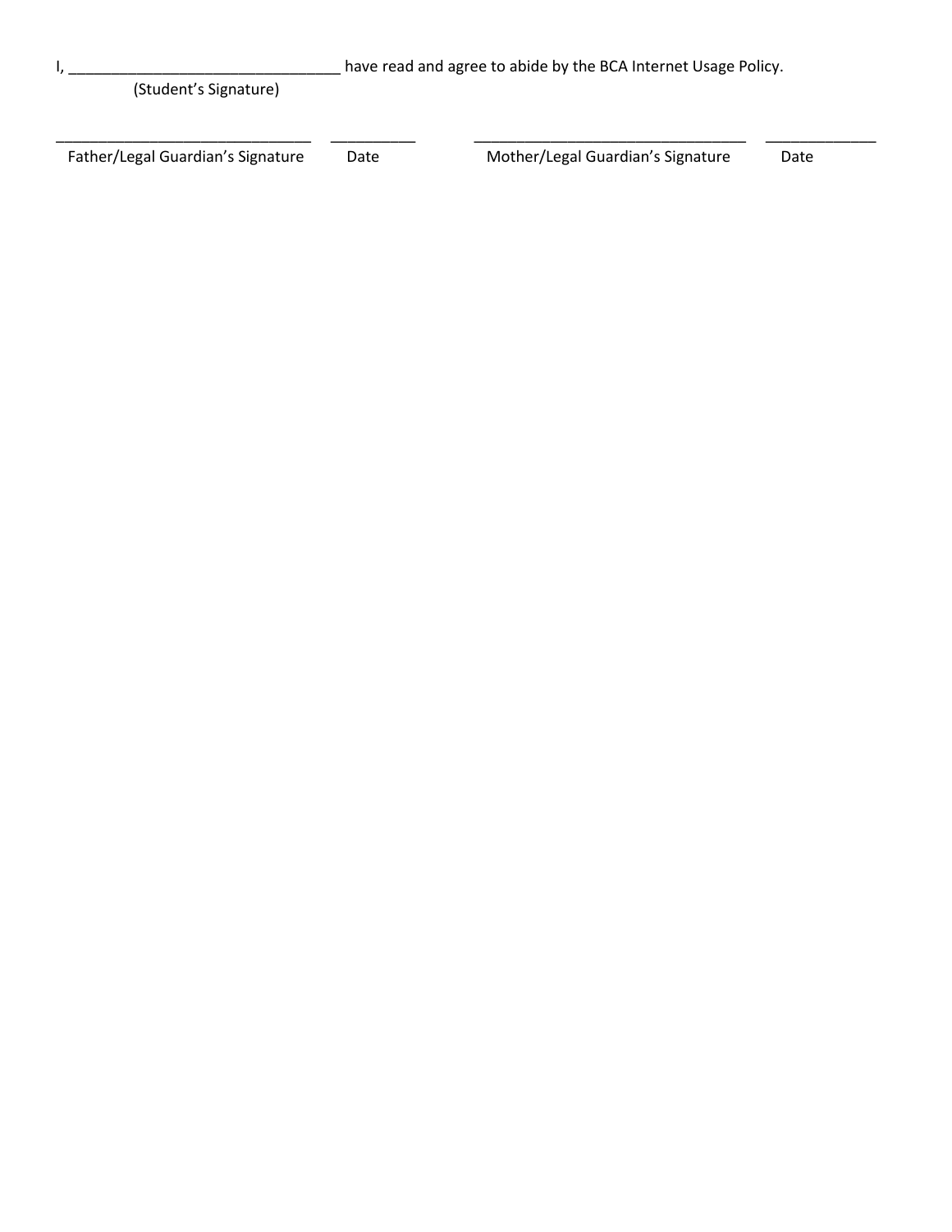I, ________________________________ have read and agree to abide by the BCA Internet Usage Policy.

(Student's Signature)

______________________________ __________ ________________________________ _____________

Father/Legal Guardian's Signature Date Mother/Legal Guardian's Signature Date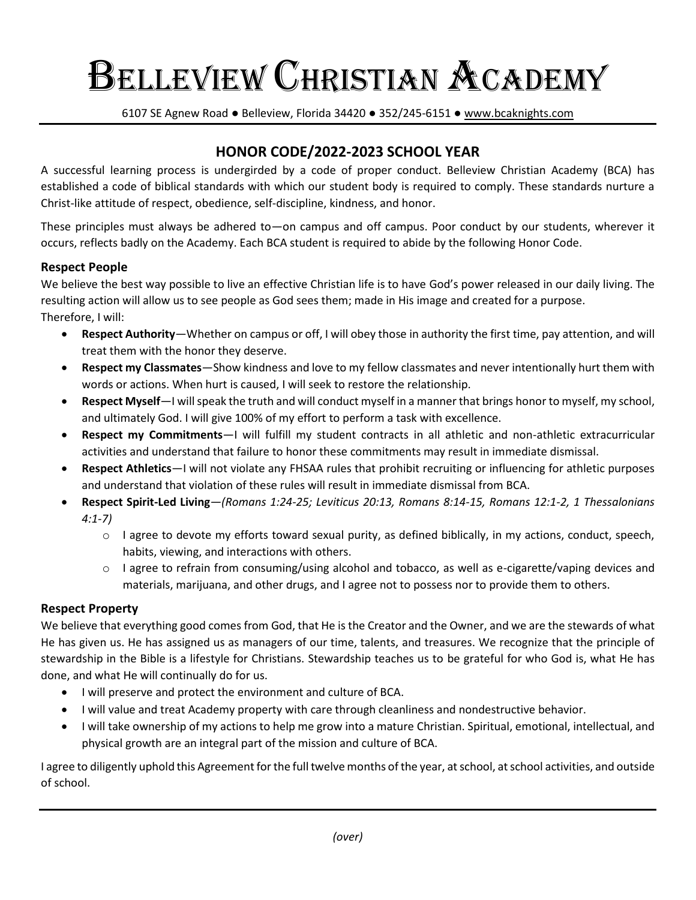# Belleview Christian Academy

6107 SE Agnew Road ● Belleview, Florida 34420 ● 352/245-6151 ● www.bcaknights.com

## HONOR CODE/2022-2023 SCHOOL YEAR

A successful learning process is undergirded by a code of proper conduct. Belleview Christian Academy (BCA) has established a code of biblical standards with which our student body is required to comply. These standards nurture a Christ-like attitude of respect, obedience, self-discipline, kindness, and honor.

These principles must always be adhered to—on campus and off campus. Poor conduct by our students, wherever it occurs, reflects badly on the Academy. Each BCA student is required to abide by the following Honor Code.

### Respect People

We believe the best way possible to live an effective Christian life is to have God's power released in our daily living. The resulting action will allow us to see people as God sees them; made in His image and created for a purpose.
Therefore, I will:

- **Respect Authority**—Whether on campus or off, I will obey those in authority the first time, pay attention, and will treat them with the honor they deserve.
- **Respect my Classmates**—Show kindness and love to my fellow classmates and never intentionally hurt them with words or actions. When hurt is caused, I will seek to restore the relationship.
- **Respect Myself**—I will speak the truth and will conduct myself in a manner that brings honor to myself, my school, and ultimately God. I will give 100% of my effort to perform a task with excellence.
- **Respect my Commitments**—I will fulfill my student contracts in all athletic and non-athletic extracurricular activities and understand that failure to honor these commitments may result in immediate dismissal.
- **Respect Athletics**—I will not violate any FHSAA rules that prohibit recruiting or influencing for athletic purposes and understand that violation of these rules will result in immediate dismissal from BCA.
- **Respect Spirit-Led Living**—*(Romans 1:24-25; Leviticus 20:13, Romans 8:14-15, Romans 12:1-2, 1 Thessalonians 4:1-7)*
    - I agree to devote my efforts toward sexual purity, as defined biblically, in my actions, conduct, speech, habits, viewing, and interactions with others.
    - I agree to refrain from consuming/using alcohol and tobacco, as well as e-cigarette/vaping devices and materials, marijuana, and other drugs, and I agree not to possess nor to provide them to others.

### Respect Property

We believe that everything good comes from God, that He is the Creator and the Owner, and we are the stewards of what He has given us. He has assigned us as managers of our time, talents, and treasures. We recognize that the principle of stewardship in the Bible is a lifestyle for Christians. Stewardship teaches us to be grateful for who God is, what He has done, and what He will continually do for us.

- I will preserve and protect the environment and culture of BCA.
- I will value and treat Academy property with care through cleanliness and nondestructive behavior.
- I will take ownership of my actions to help me grow into a mature Christian. Spiritual, emotional, intellectual, and physical growth are an integral part of the mission and culture of BCA.

I agree to diligently uphold this Agreement for the full twelve months of the year, at school, at school activities, and outside of school.

*(over)*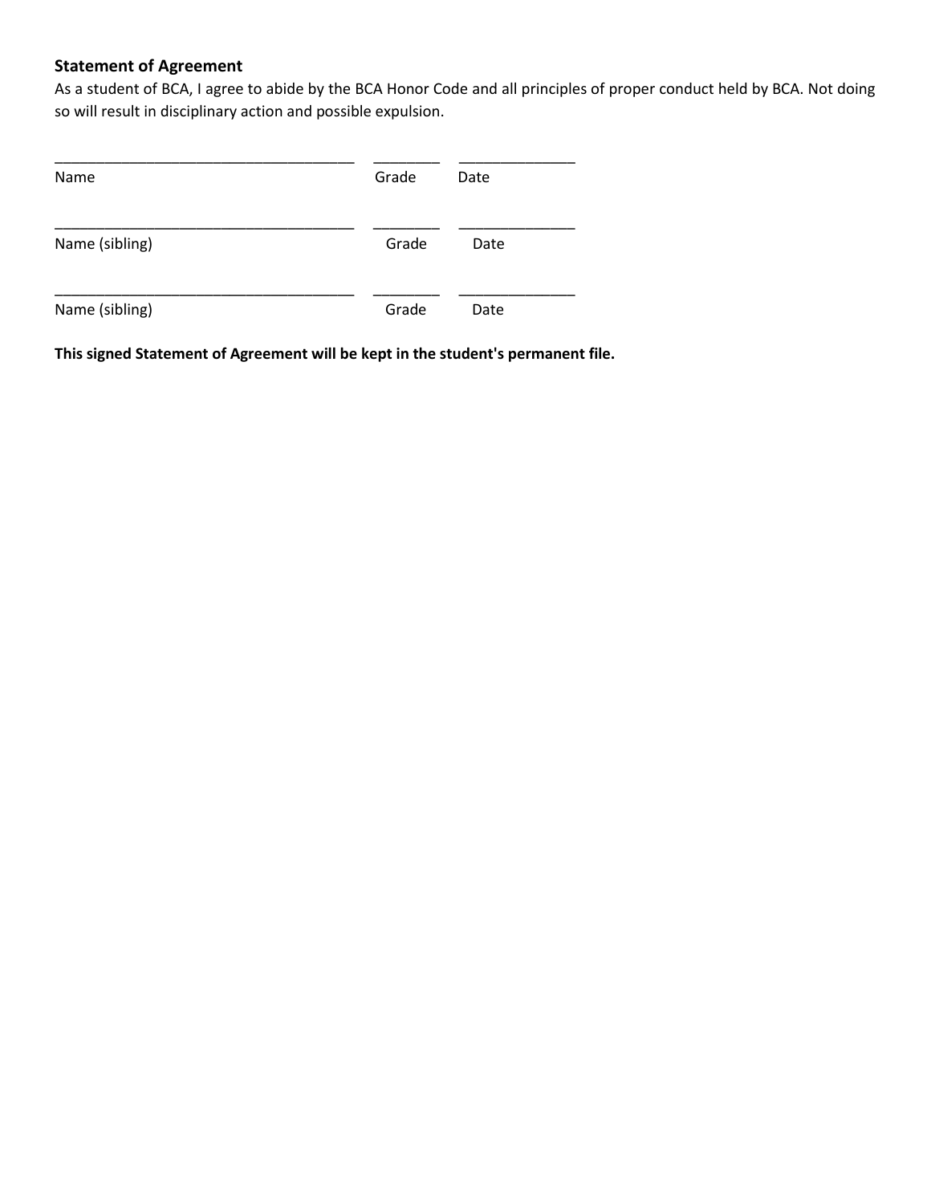### Statement of Agreement

As a student of BCA, I agree to abide by the BCA Honor Code and all principles of proper conduct held by BCA. Not doing so will result in disciplinary action and possible expulsion.

\_\_\_\_\_\_\_\_\_\_\_\_\_\_\_\_\_\_\_\_\_\_\_\_\_\_\_\_\_\_\_\_\_\_\_\_ \_\_\_\_\_\_\_\_ \_\_\_\_\_\_\_\_\_\_\_\_\_\_

Name Grade Date

\_\_\_\_\_\_\_\_\_\_\_\_\_\_\_\_\_\_\_\_\_\_\_\_\_\_\_\_\_\_\_\_\_\_\_\_ \_\_\_\_\_\_\_\_ \_\_\_\_\_\_\_\_\_\_\_\_\_\_

Name (sibling) Grade Date

\_\_\_\_\_\_\_\_\_\_\_\_\_\_\_\_\_\_\_\_\_\_\_\_\_\_\_\_\_\_\_\_\_\_\_\_ \_\_\_\_\_\_\_\_ \_\_\_\_\_\_\_\_\_\_\_\_\_\_

Name (sibling) Grade Date

**This signed Statement of Agreement will be kept in the student's permanent file.**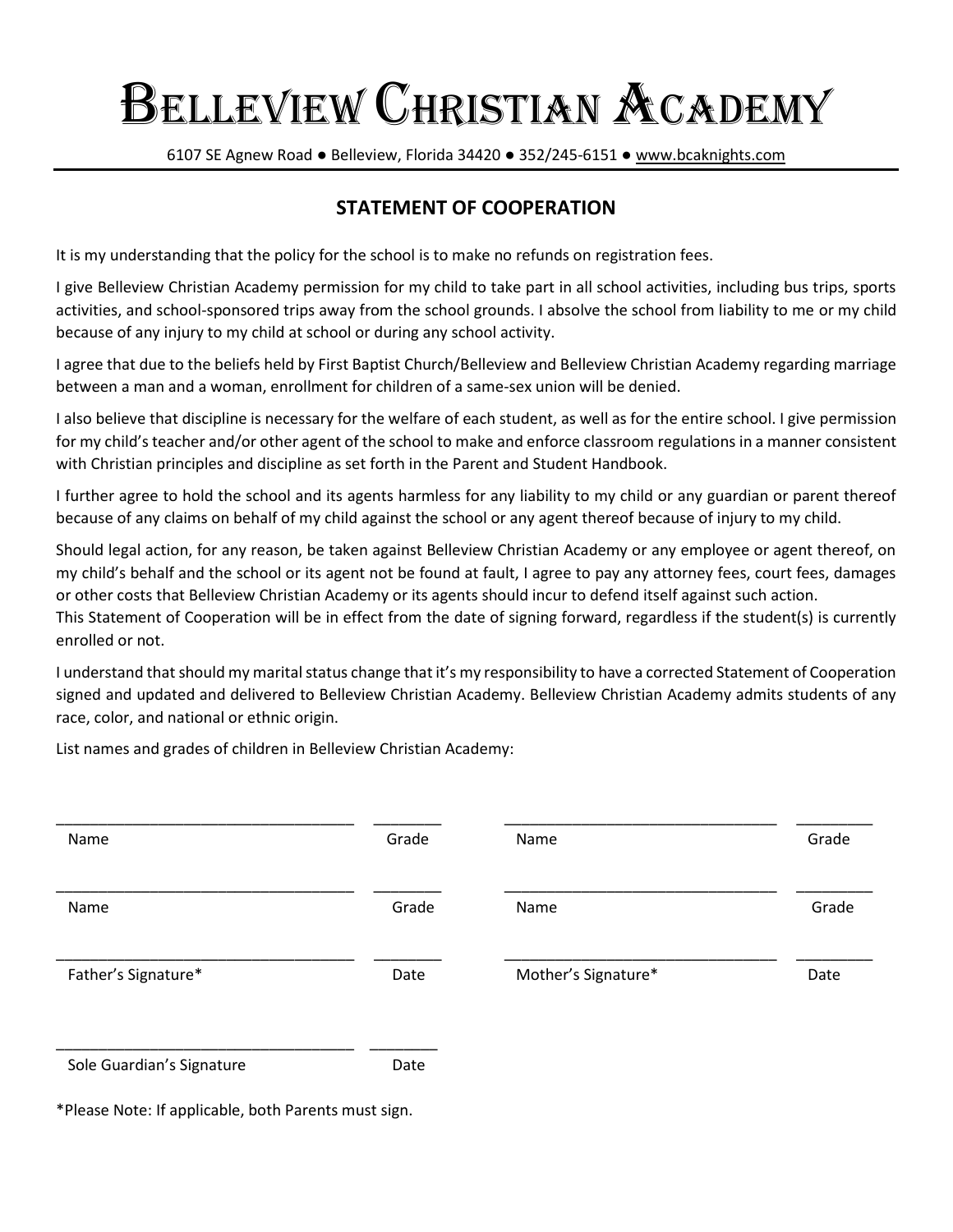# BELLEVIEW CHRISTIAN ACADEMY

6107 SE Agnew Road ● Belleview, Florida 34420 ● 352/245-6151 ● www.bcaknights.com

## STATEMENT OF COOPERATION

It is my understanding that the policy for the school is to make no refunds on registration fees.

I give Belleview Christian Academy permission for my child to take part in all school activities, including bus trips, sports activities, and school-sponsored trips away from the school grounds. I absolve the school from liability to me or my child because of any injury to my child at school or during any school activity.

I agree that due to the beliefs held by First Baptist Church/Belleview and Belleview Christian Academy regarding marriage between a man and a woman, enrollment for children of a same-sex union will be denied.

I also believe that discipline is necessary for the welfare of each student, as well as for the entire school. I give permission for my child's teacher and/or other agent of the school to make and enforce classroom regulations in a manner consistent with Christian principles and discipline as set forth in the Parent and Student Handbook.

I further agree to hold the school and its agents harmless for any liability to my child or any guardian or parent thereof because of any claims on behalf of my child against the school or any agent thereof because of injury to my child.

Should legal action, for any reason, be taken against Belleview Christian Academy or any employee or agent thereof, on my child's behalf and the school or its agent not be found at fault, I agree to pay any attorney fees, court fees, damages or other costs that Belleview Christian Academy or its agents should incur to defend itself against such action.
This Statement of Cooperation will be in effect from the date of signing forward, regardless if the student(s) is currently enrolled or not.

I understand that should my marital status change that it's my responsibility to have a corrected Statement of Cooperation signed and updated and delivered to Belleview Christian Academy. Belleview Christian Academy admits students of any race, color, and national or ethnic origin.

List names and grades of children in Belleview Christian Academy:

___________________________________ ________ ________________________________ _________
Name Grade Name Grade

___________________________________ ________ ________________________________ _________
Name Grade Name Grade

___________________________________ ________ ________________________________ _________
Father's Signature* Date Mother's Signature* Date

___________________________________ ________
Sole Guardian's Signature Date

*Please Note: If applicable, both Parents must sign.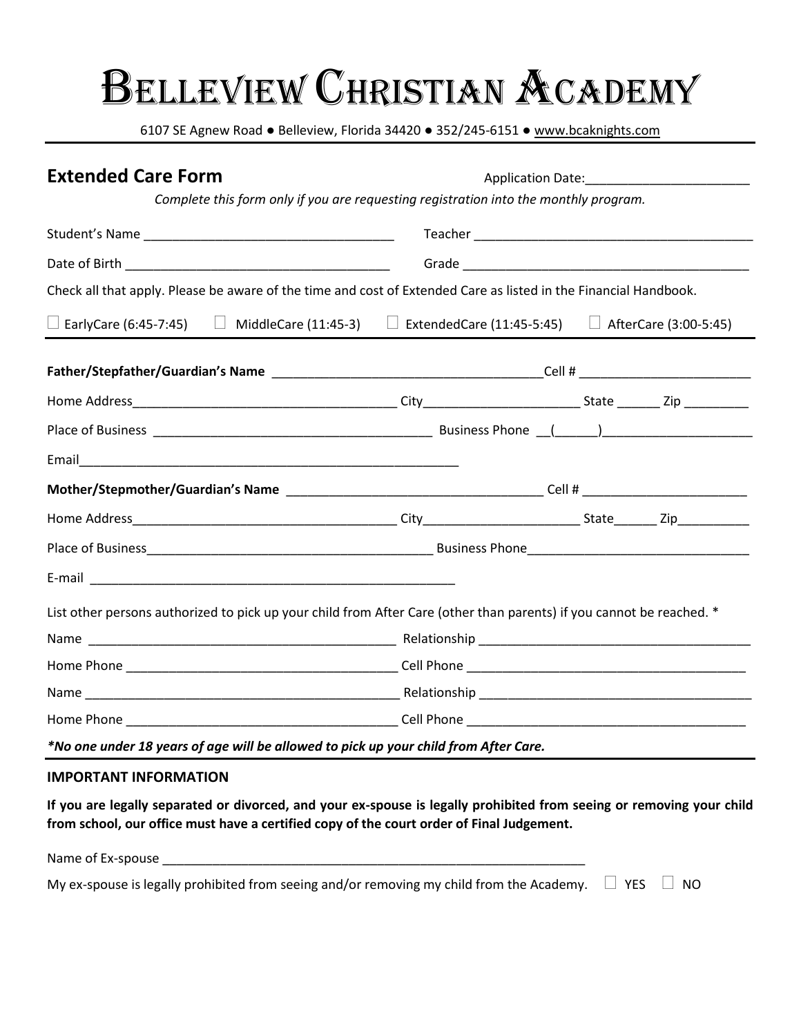# BELLEVIEW CHRISTIAN ACADEMY

6107 SE Agnew Road ● Belleview, Florida 34420 ● 352/245-6151 ● www.bcaknights.com

---

## Extended Care Form

Application Date:_______________________

*Complete this form only if you are requesting registration into the monthly program.*

Student's Name ___________________________________ Teacher _______________________________________

Date of Birth _____________________________________ Grade _________________________________________

Check all that apply. Please be aware of the time and cost of Extended Care as listed in the Financial Handbook.

☐ EarlyCare (6:45-7:45) ☐ MiddleCare (11:45-3) ☐ ExtendedCare (11:45-5:45) ☐ AfterCare (3:00-5:45)

---

**Father/Stepfather/Guardian's Name** ______________________________________Cell # ________________________

Home Address_____________________________________ City______________________ State ______ Zip _________

Place of Business ______________________________________ Business Phone __(______)_____________________

Email____________________________________________________

**Mother/Stepmother/Guardian's Name** ___________________________________ Cell # _______________________

Home Address_____________________________________ City______________________ State______ Zip__________

Place of Business_______________________________________ Business Phone______________________________

E-mail __________________________________________________

List other persons authorized to pick up your child from After Care (other than parents) if you cannot be reached. *

Name ___________________________________________ Relationship _____________________________________

Home Phone _____________________________________ Cell Phone _______________________________________

Name ___________________________________________ Relationship _____________________________________

Home Phone _____________________________________ Cell Phone _______________________________________

***No one under 18 years of age will be allowed to pick up your child from After Care.***

---

**IMPORTANT INFORMATION**

**If you are legally separated or divorced, and your ex-spouse is legally prohibited from seeing or removing your child from school, our office must have a certified copy of the court order of Final Judgement.**

Name of Ex-spouse _____________________________________________________________

My ex-spouse is legally prohibited from seeing and/or removing my child from the Academy. ☐ YES ☐ NO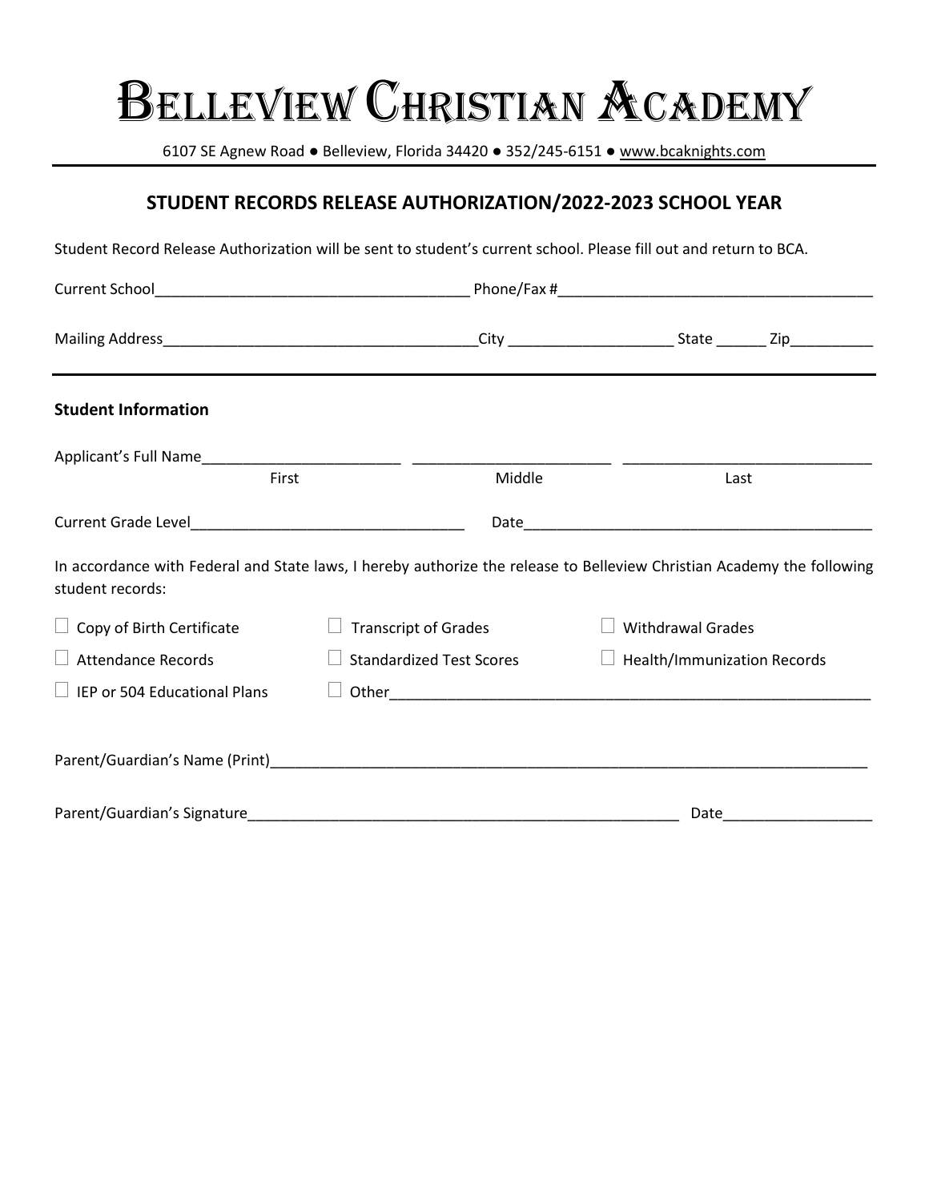# Belleview Christian Academy

6107 SE Agnew Road ● Belleview, Florida 34420 ● 352/245-6151 ● www.bcaknights.com

## STUDENT RECORDS RELEASE AUTHORIZATION/2022-2023 SCHOOL YEAR

Student Record Release Authorization will be sent to student's current school. Please fill out and return to BCA.

Current School_____________________________________ Phone/Fax #_____________________________________

Mailing Address_____________________________________City ___________________ State ______ Zip__________

**Student Information**

Applicant's Full Name_______________________ _______________________ _____________________________

First Middle Last

Current Grade Level________________________________ Date__________________________________________

In accordance with Federal and State laws, I hereby authorize the release to Belleview Christian Academy the following student records:

- ☐ Copy of Birth Certificate
- ☐ Transcript of Grades
- ☐ Withdrawal Grades
- ☐ Attendance Records
- ☐ Standardized Test Scores
- ☐ Health/Immunization Records
- ☐ IEP or 504 Educational Plans
- ☐ Other_________________________________________________________

Parent/Guardian's Name (Print)___________________________________________________________________________

Parent/Guardian's Signature____________________________________________________ Date_________________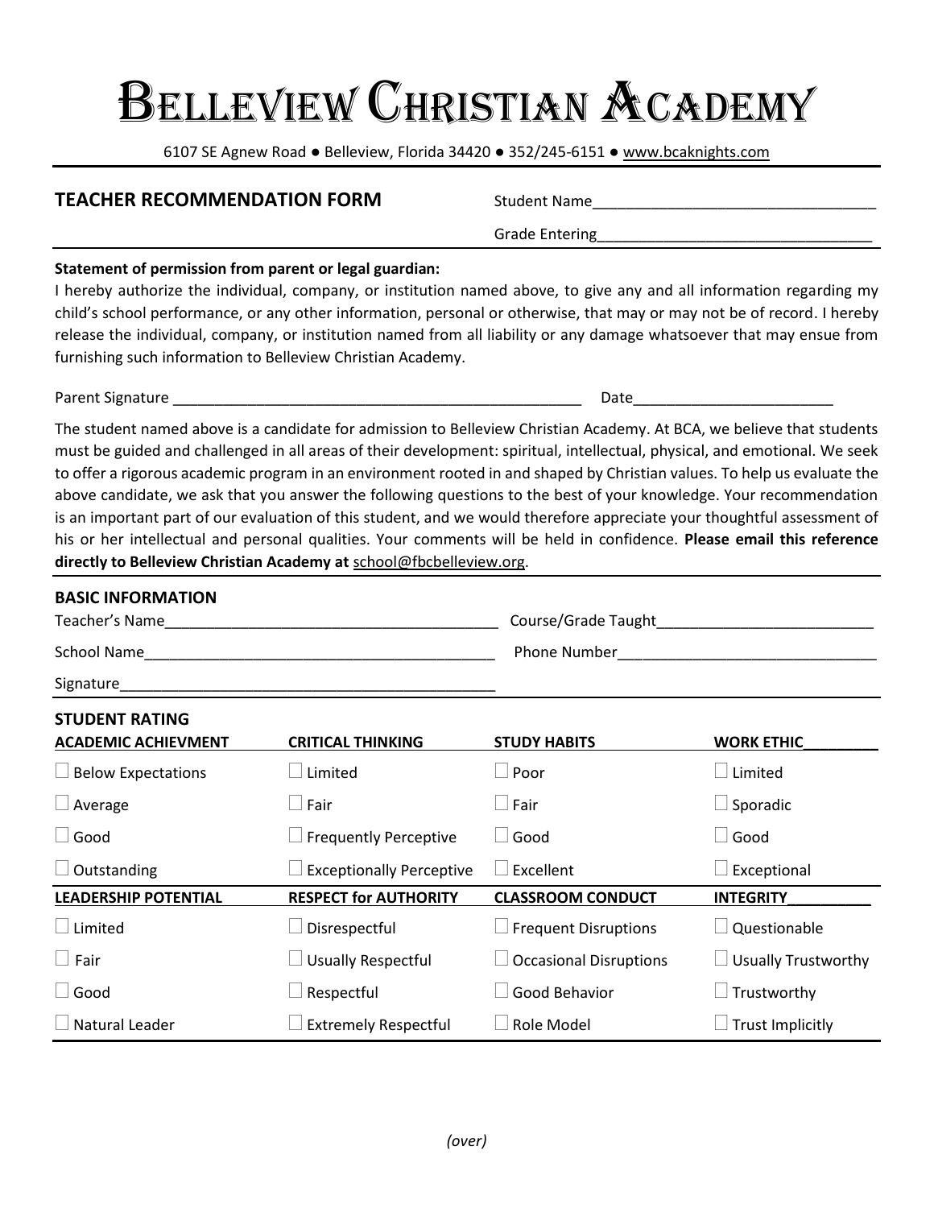# Belleview Christian Academy

6107 SE Agnew Road ● Belleview, Florida 34420 ● 352/245-6151 ● www.bcaknights.com

## TEACHER RECOMMENDATION FORM

Student Name__________________________________

Grade Entering________________________________

**Statement of permission from parent or legal guardian:**

I hereby authorize the individual, company, or institution named above, to give any and all information regarding my child's school performance, or any other information, personal or otherwise, that may or may not be of record. I hereby release the individual, company, or institution named from all liability or any damage whatsoever that may ensue from furnishing such information to Belleview Christian Academy.

Parent Signature ___________________________________________________ Date________________________

The student named above is a candidate for admission to Belleview Christian Academy. At BCA, we believe that students must be guided and challenged in all areas of their development: spiritual, intellectual, physical, and emotional. We seek to offer a rigorous academic program in an environment rooted in and shaped by Christian values. To help us evaluate the above candidate, we ask that you answer the following questions to the best of your knowledge. Your recommendation is an important part of our evaluation of this student, and we would therefore appreciate your thoughtful assessment of his or her intellectual and personal qualities. Your comments will be held in confidence. **Please email this reference directly to Belleview Christian Academy at** school@fbcbelleview.org.

### BASIC INFORMATION

Teacher's Name________________________________________ Course/Grade Taught__________________________

School Name__________________________________________ Phone Number______________________________

Signature_____________________________________________

### STUDENT RATING

| ACADEMIC ACHIEVMENT | CRITICAL THINKING | STUDY HABITS | WORK ETHIC |
|---|---|---|---|
| ☐ Below Expectations | ☐ Limited | ☐ Poor | ☐ Limited |
| ☐ Average | ☐ Fair | ☐ Fair | ☐ Sporadic |
| ☐ Good | ☐ Frequently Perceptive | ☐ Good | ☐ Good |
| ☐ Outstanding | ☐ Exceptionally Perceptive | ☐ Excellent | ☐ Exceptional |
| **LEADERSHIP POTENTIAL** | **RESPECT for AUTHORITY** | **CLASSROOM CONDUCT** | **INTEGRITY** |
| ☐ Limited | ☐ Disrespectful | ☐ Frequent Disruptions | ☐ Questionable |
| ☐ Fair | ☐ Usually Respectful | ☐ Occasional Disruptions | ☐ Usually Trustworthy |
| ☐ Good | ☐ Respectful | ☐ Good Behavior | ☐ Trustworthy |
| ☐ Natural Leader | ☐ Extremely Respectful | ☐ Role Model | ☐ Trust Implicitly |

*(over)*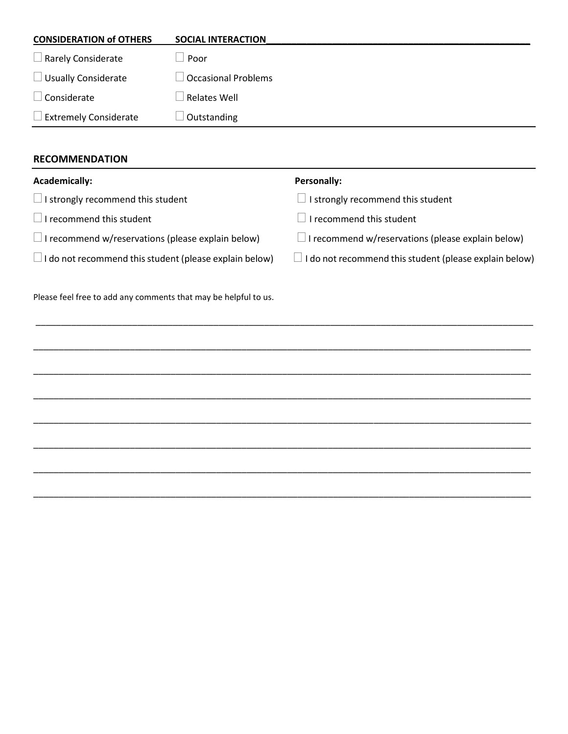| **CONSIDERATION of OTHERS** | **SOCIAL INTERACTION** |
|---|---|
| ☐ Rarely Considerate | ☐ Poor |
| ☐ Usually Considerate | ☐ Occasional Problems |
| ☐ Considerate | ☐ Relates Well |
| ☐ Extremely Considerate | ☐ Outstanding |

## RECOMMENDATION

| **Academically:** | **Personally:** |
|---|---|
| ☐ I strongly recommend this student | ☐ I strongly recommend this student |
| ☐ I recommend this student | ☐ I recommend this student |
| ☐ I recommend w/reservations (please explain below) | ☐ I recommend w/reservations (please explain below) |
| ☐ I do not recommend this student (please explain below) | ☐ I do not recommend this student (please explain below) |

Please feel free to add any comments that may be helpful to us.

\_\_\_\_\_\_\_\_\_\_\_\_\_\_\_\_\_\_\_\_\_\_\_\_\_\_\_\_\_\_\_\_\_\_\_\_\_\_\_\_\_\_\_\_\_\_\_\_\_\_\_\_\_\_\_\_\_\_\_\_\_\_\_\_\_\_\_\_\_\_\_\_\_\_\_\_\_\_

\_\_\_\_\_\_\_\_\_\_\_\_\_\_\_\_\_\_\_\_\_\_\_\_\_\_\_\_\_\_\_\_\_\_\_\_\_\_\_\_\_\_\_\_\_\_\_\_\_\_\_\_\_\_\_\_\_\_\_\_\_\_\_\_\_\_\_\_\_\_\_\_\_\_\_\_\_\_

\_\_\_\_\_\_\_\_\_\_\_\_\_\_\_\_\_\_\_\_\_\_\_\_\_\_\_\_\_\_\_\_\_\_\_\_\_\_\_\_\_\_\_\_\_\_\_\_\_\_\_\_\_\_\_\_\_\_\_\_\_\_\_\_\_\_\_\_\_\_\_\_\_\_\_\_\_\_

\_\_\_\_\_\_\_\_\_\_\_\_\_\_\_\_\_\_\_\_\_\_\_\_\_\_\_\_\_\_\_\_\_\_\_\_\_\_\_\_\_\_\_\_\_\_\_\_\_\_\_\_\_\_\_\_\_\_\_\_\_\_\_\_\_\_\_\_\_\_\_\_\_\_\_\_\_\_

\_\_\_\_\_\_\_\_\_\_\_\_\_\_\_\_\_\_\_\_\_\_\_\_\_\_\_\_\_\_\_\_\_\_\_\_\_\_\_\_\_\_\_\_\_\_\_\_\_\_\_\_\_\_\_\_\_\_\_\_\_\_\_\_\_\_\_\_\_\_\_\_\_\_\_\_\_\_

\_\_\_\_\_\_\_\_\_\_\_\_\_\_\_\_\_\_\_\_\_\_\_\_\_\_\_\_\_\_\_\_\_\_\_\_\_\_\_\_\_\_\_\_\_\_\_\_\_\_\_\_\_\_\_\_\_\_\_\_\_\_\_\_\_\_\_\_\_\_\_\_\_\_\_\_\_\_

\_\_\_\_\_\_\_\_\_\_\_\_\_\_\_\_\_\_\_\_\_\_\_\_\_\_\_\_\_\_\_\_\_\_\_\_\_\_\_\_\_\_\_\_\_\_\_\_\_\_\_\_\_\_\_\_\_\_\_\_\_\_\_\_\_\_\_\_\_\_\_\_\_\_\_\_\_\_

\_\_\_\_\_\_\_\_\_\_\_\_\_\_\_\_\_\_\_\_\_\_\_\_\_\_\_\_\_\_\_\_\_\_\_\_\_\_\_\_\_\_\_\_\_\_\_\_\_\_\_\_\_\_\_\_\_\_\_\_\_\_\_\_\_\_\_\_\_\_\_\_\_\_\_\_\_\_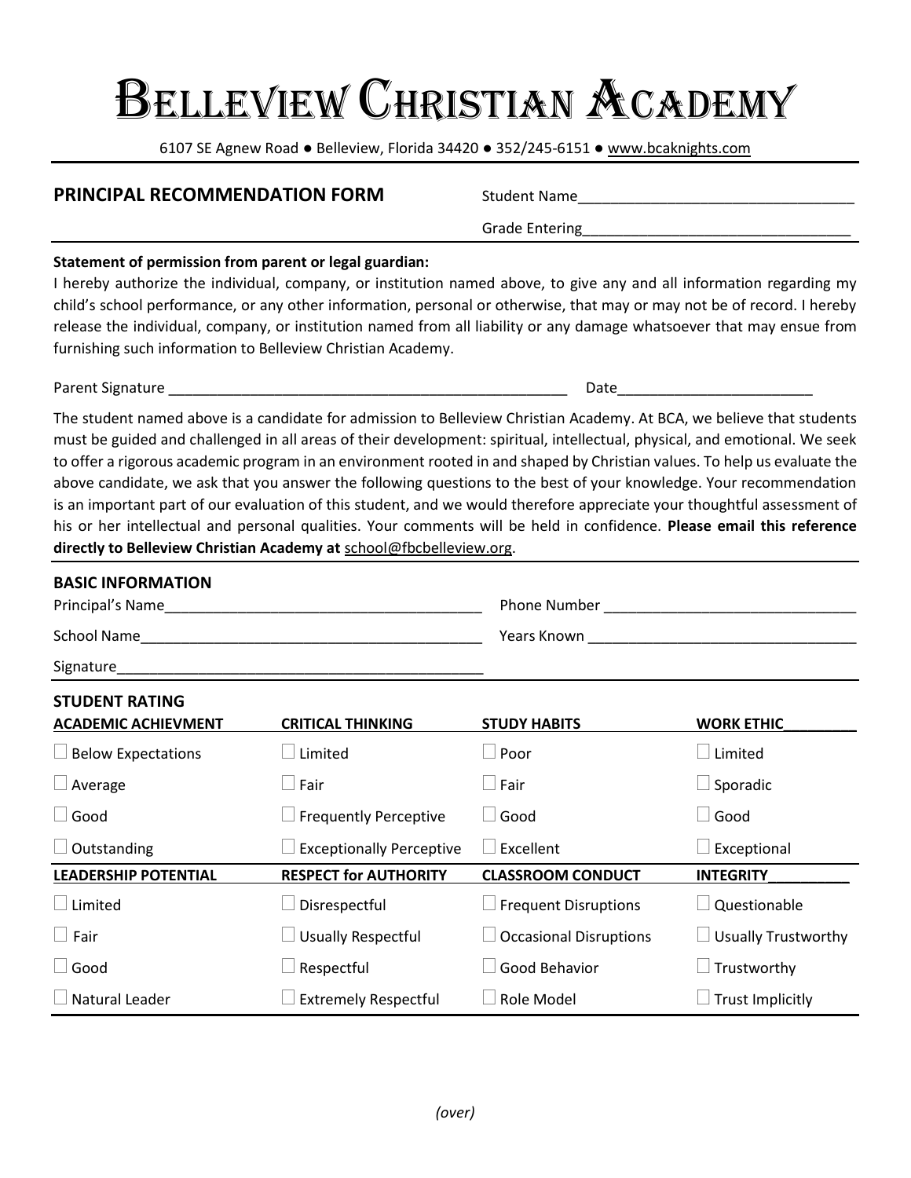# Belleview Christian Academy

6107 SE Agnew Road ● Belleview, Florida 34420 ● 352/245-6151 ● www.bcaknights.com

## PRINCIPAL RECOMMENDATION FORM

Student Name_________________________________

Grade Entering_________________________________

**Statement of permission from parent or legal guardian:**

I hereby authorize the individual, company, or institution named above, to give any and all information regarding my child's school performance, or any other information, personal or otherwise, that may or may not be of record. I hereby release the individual, company, or institution named from all liability or any damage whatsoever that may ensue from furnishing such information to Belleview Christian Academy.

Parent Signature ___________________________________________________ Date________________________

The student named above is a candidate for admission to Belleview Christian Academy. At BCA, we believe that students must be guided and challenged in all areas of their development: spiritual, intellectual, physical, and emotional. We seek to offer a rigorous academic program in an environment rooted in and shaped by Christian values. To help us evaluate the above candidate, we ask that you answer the following questions to the best of your knowledge. Your recommendation is an important part of our evaluation of this student, and we would therefore appreciate your thoughtful assessment of his or her intellectual and personal qualities. Your comments will be held in confidence. **Please email this reference directly to Belleview Christian Academy at** school@fbcbelleview.org.

### BASIC INFORMATION

Principal's Name_______________________________________ Phone Number _______________________________

School Name__________________________________________ Years Known _________________________________

Signature_____________________________________________

### STUDENT RATING

| ACADEMIC ACHIEVMENT | CRITICAL THINKING | STUDY HABITS | WORK ETHIC |
|---|---|---|---|
| ☐ Below Expectations | ☐ Limited | ☐ Poor | ☐ Limited |
| ☐ Average | ☐ Fair | ☐ Fair | ☐ Sporadic |
| ☐ Good | ☐ Frequently Perceptive | ☐ Good | ☐ Good |
| ☐ Outstanding | ☐ Exceptionally Perceptive | ☐ Excellent | ☐ Exceptional |
| **LEADERSHIP POTENTIAL** | **RESPECT for AUTHORITY** | **CLASSROOM CONDUCT** | **INTEGRITY** |
| ☐ Limited | ☐ Disrespectful | ☐ Frequent Disruptions | ☐ Questionable |
| ☐ Fair | ☐ Usually Respectful | ☐ Occasional Disruptions | ☐ Usually Trustworthy |
| ☐ Good | ☐ Respectful | ☐ Good Behavior | ☐ Trustworthy |
| ☐ Natural Leader | ☐ Extremely Respectful | ☐ Role Model | ☐ Trust Implicitly |

*(over)*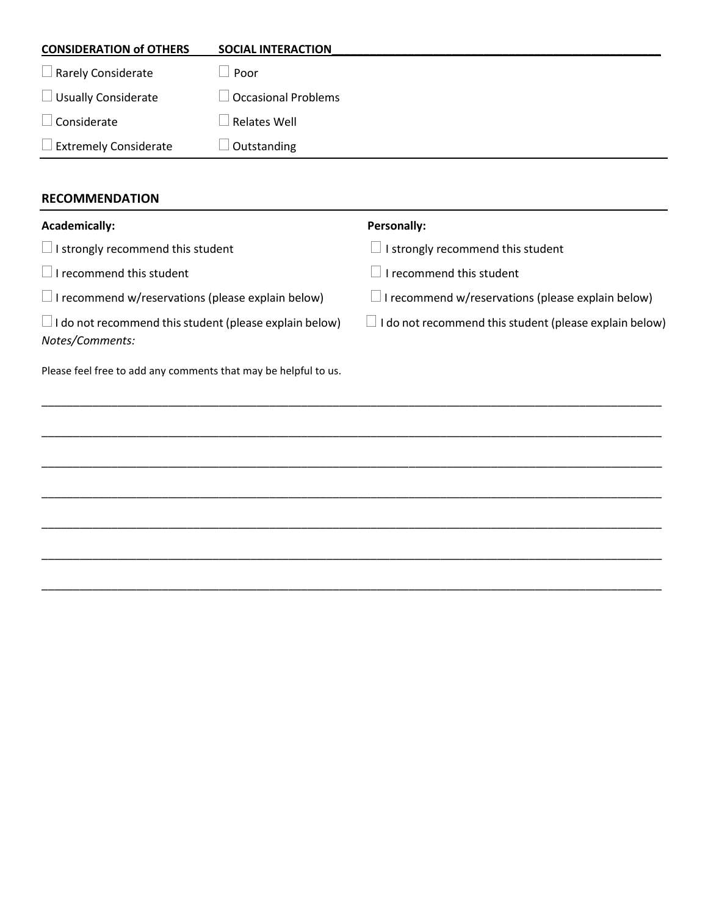| **CONSIDERATION of OTHERS** | **SOCIAL INTERACTION** |
|---|---|
| ☐ Rarely Considerate | ☐ Poor |
| ☐ Usually Considerate | ☐ Occasional Problems |
| ☐ Considerate | ☐ Relates Well |
| ☐ Extremely Considerate | ☐ Outstanding |

## RECOMMENDATION

| **Academically:** | **Personally:** |
|---|---|
| ☐ I strongly recommend this student | ☐ I strongly recommend this student |
| ☐ I recommend this student | ☐ I recommend this student |
| ☐ I recommend w/reservations (please explain below) | ☐ I recommend w/reservations (please explain below) |
| ☐ I do not recommend this student (please explain below) | ☐ I do not recommend this student (please explain below) |

*Notes/Comments:*

Please feel free to add any comments that may be helpful to us.

______________________________________________________________________________________

______________________________________________________________________________________

______________________________________________________________________________________

______________________________________________________________________________________

______________________________________________________________________________________

______________________________________________________________________________________

______________________________________________________________________________________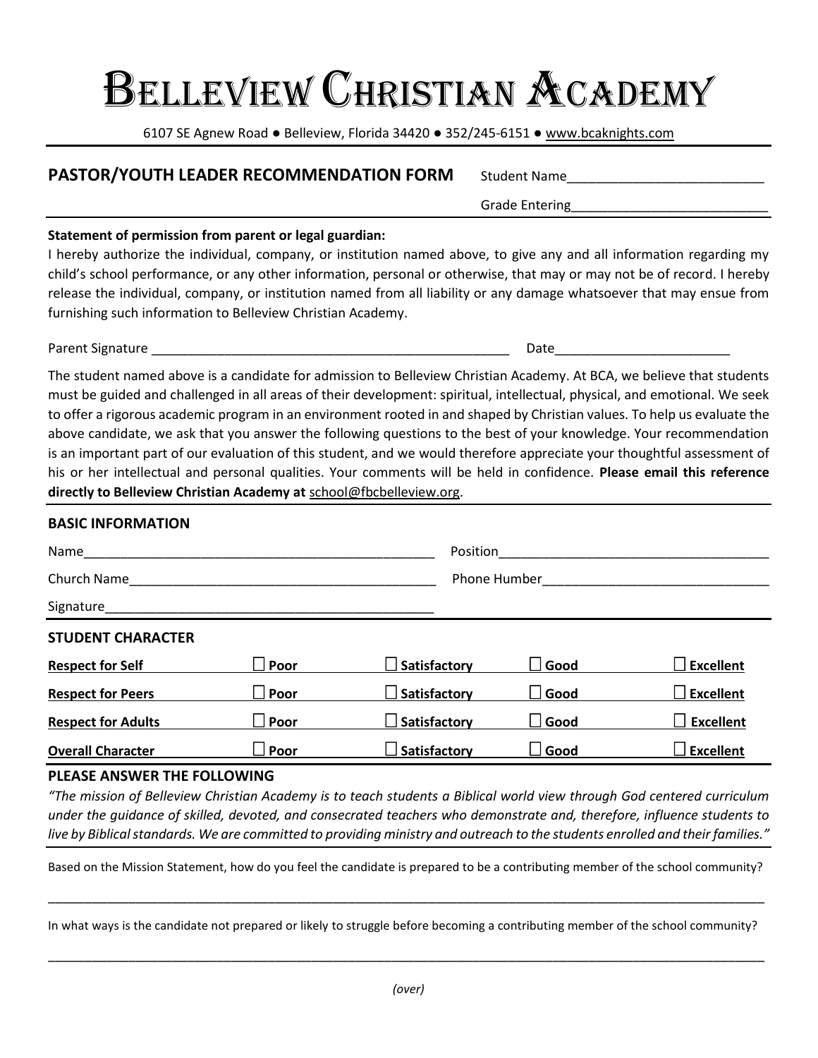# Belleview Christian Academy

6107 SE Agnew Road ● Belleview, Florida 34420 ● 352/245-6151 ● www.bcaknights.com

## PASTOR/YOUTH LEADER RECOMMENDATION FORM

Student Name__________________________

Grade Entering__________________________

**Statement of permission from parent or legal guardian:**
I hereby authorize the individual, company, or institution named above, to give any and all information regarding my child's school performance, or any other information, personal or otherwise, that may or may not be of record. I hereby release the individual, company, or institution named from all liability or any damage whatsoever that may ensue from furnishing such information to Belleview Christian Academy.

Parent Signature __________________________________________________ Date________________________

The student named above is a candidate for admission to Belleview Christian Academy. At BCA, we believe that students must be guided and challenged in all areas of their development: spiritual, intellectual, physical, and emotional. We seek to offer a rigorous academic program in an environment rooted in and shaped by Christian values. To help us evaluate the above candidate, we ask that you answer the following questions to the best of your knowledge. Your recommendation is an important part of our evaluation of this student, and we would therefore appreciate your thoughtful assessment of his or her intellectual and personal qualities. Your comments will be held in confidence. **Please email this reference directly to Belleview Christian Academy at** school@fbcbelleview.org.

### BASIC INFORMATION

Name_______________________________________________ Position_____________________________________

Church Name__________________________________________ Phone Humber______________________________

Signature______________________________________________

### STUDENT CHARACTER

| | | | | |
|---|---|---|---|---|
| **Respect for Self** | ☐ **Poor** | ☐ **Satisfactory** | ☐ **Good** | ☐ **Excellent** |
| **Respect for Peers** | ☐ **Poor** | ☐ **Satisfactory** | ☐ **Good** | ☐ **Excellent** |
| **Respect for Adults** | ☐ **Poor** | ☐ **Satisfactory** | ☐ **Good** | ☐ **Excellent** |
| **Overall Character** | ☐ **Poor** | ☐ **Satisfactory** | ☐ **Good** | ☐ **Excellent** |

### PLEASE ANSWER THE FOLLOWING

*"The mission of Belleview Christian Academy is to teach students a Biblical world view through God centered curriculum under the guidance of skilled, devoted, and consecrated teachers who demonstrate and, therefore, influence students to live by Biblical standards. We are committed to providing ministry and outreach to the students enrolled and their families."*

Based on the Mission Statement, how do you feel the candidate is prepared to be a contributing member of the school community?

_____________________________________________________________________________________________________

In what ways is the candidate not prepared or likely to struggle before becoming a contributing member of the school community?

_____________________________________________________________________________________________________

*(over)*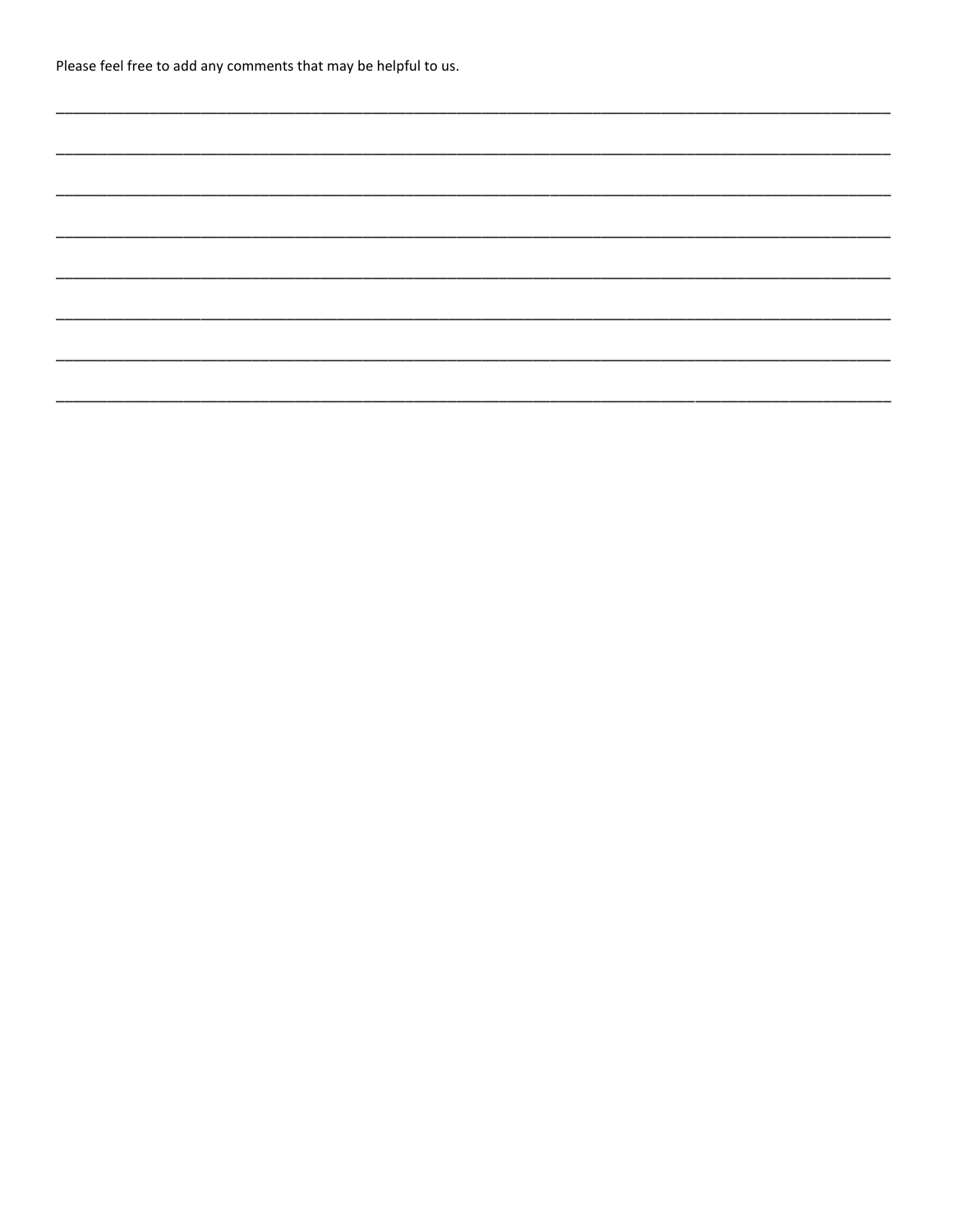Please feel free to add any comments that may be helpful to us.

\_\_\_\_\_\_\_\_\_\_\_\_\_\_\_\_\_\_\_\_\_\_\_\_\_\_\_\_\_\_\_\_\_\_\_\_\_\_\_\_\_\_\_\_\_\_\_\_\_\_\_\_\_\_\_\_\_\_\_\_\_\_\_\_\_\_\_\_\_\_\_\_\_\_\_\_\_\_\_\_\_\_\_\_\_\_\_\_\_\_

\_\_\_\_\_\_\_\_\_\_\_\_\_\_\_\_\_\_\_\_\_\_\_\_\_\_\_\_\_\_\_\_\_\_\_\_\_\_\_\_\_\_\_\_\_\_\_\_\_\_\_\_\_\_\_\_\_\_\_\_\_\_\_\_\_\_\_\_\_\_\_\_\_\_\_\_\_\_\_\_\_\_\_\_\_\_\_\_\_\_

\_\_\_\_\_\_\_\_\_\_\_\_\_\_\_\_\_\_\_\_\_\_\_\_\_\_\_\_\_\_\_\_\_\_\_\_\_\_\_\_\_\_\_\_\_\_\_\_\_\_\_\_\_\_\_\_\_\_\_\_\_\_\_\_\_\_\_\_\_\_\_\_\_\_\_\_\_\_\_\_\_\_\_\_\_\_\_\_\_\_

\_\_\_\_\_\_\_\_\_\_\_\_\_\_\_\_\_\_\_\_\_\_\_\_\_\_\_\_\_\_\_\_\_\_\_\_\_\_\_\_\_\_\_\_\_\_\_\_\_\_\_\_\_\_\_\_\_\_\_\_\_\_\_\_\_\_\_\_\_\_\_\_\_\_\_\_\_\_\_\_\_\_\_\_\_\_\_\_\_\_

\_\_\_\_\_\_\_\_\_\_\_\_\_\_\_\_\_\_\_\_\_\_\_\_\_\_\_\_\_\_\_\_\_\_\_\_\_\_\_\_\_\_\_\_\_\_\_\_\_\_\_\_\_\_\_\_\_\_\_\_\_\_\_\_\_\_\_\_\_\_\_\_\_\_\_\_\_\_\_\_\_\_\_\_\_\_\_\_\_\_

\_\_\_\_\_\_\_\_\_\_\_\_\_\_\_\_\_\_\_\_\_\_\_\_\_\_\_\_\_\_\_\_\_\_\_\_\_\_\_\_\_\_\_\_\_\_\_\_\_\_\_\_\_\_\_\_\_\_\_\_\_\_\_\_\_\_\_\_\_\_\_\_\_\_\_\_\_\_\_\_\_\_\_\_\_\_\_\_\_\_

\_\_\_\_\_\_\_\_\_\_\_\_\_\_\_\_\_\_\_\_\_\_\_\_\_\_\_\_\_\_\_\_\_\_\_\_\_\_\_\_\_\_\_\_\_\_\_\_\_\_\_\_\_\_\_\_\_\_\_\_\_\_\_\_\_\_\_\_\_\_\_\_\_\_\_\_\_\_\_\_\_\_\_\_\_\_\_\_\_\_

\_\_\_\_\_\_\_\_\_\_\_\_\_\_\_\_\_\_\_\_\_\_\_\_\_\_\_\_\_\_\_\_\_\_\_\_\_\_\_\_\_\_\_\_\_\_\_\_\_\_\_\_\_\_\_\_\_\_\_\_\_\_\_\_\_\_\_\_\_\_\_\_\_\_\_\_\_\_\_\_\_\_\_\_\_\_\_\_\_\_